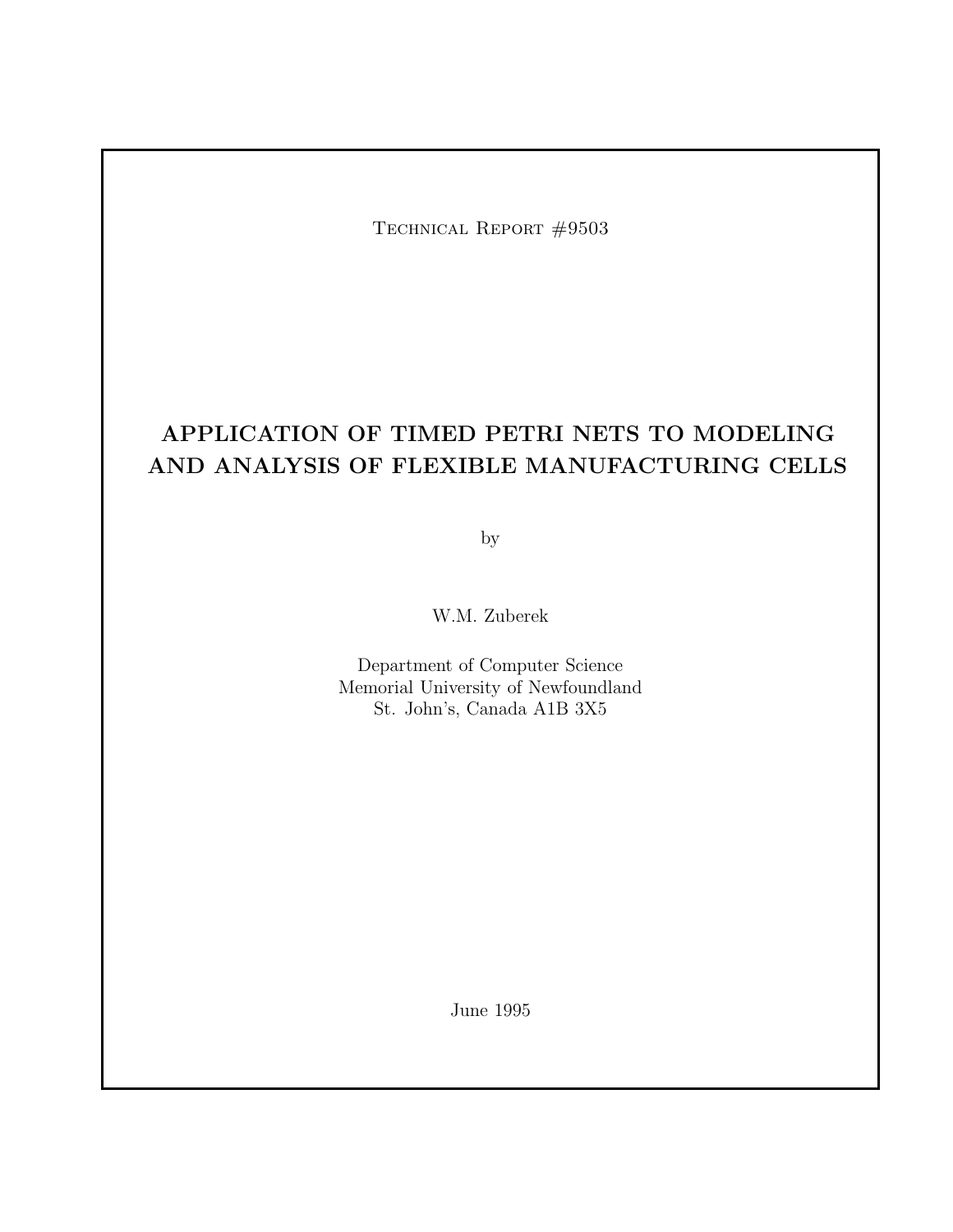Technical Report #9503

# APPLICATION OF TIMED PETRI NETS TO MODELING AND ANALYSIS OF FLEXIBLE MANUFACTURING CELLS

by

W.M. Zuberek

Department of Computer Science
Memorial University of Newfoundland
St. John's, Canada A1B 3X5

June 1995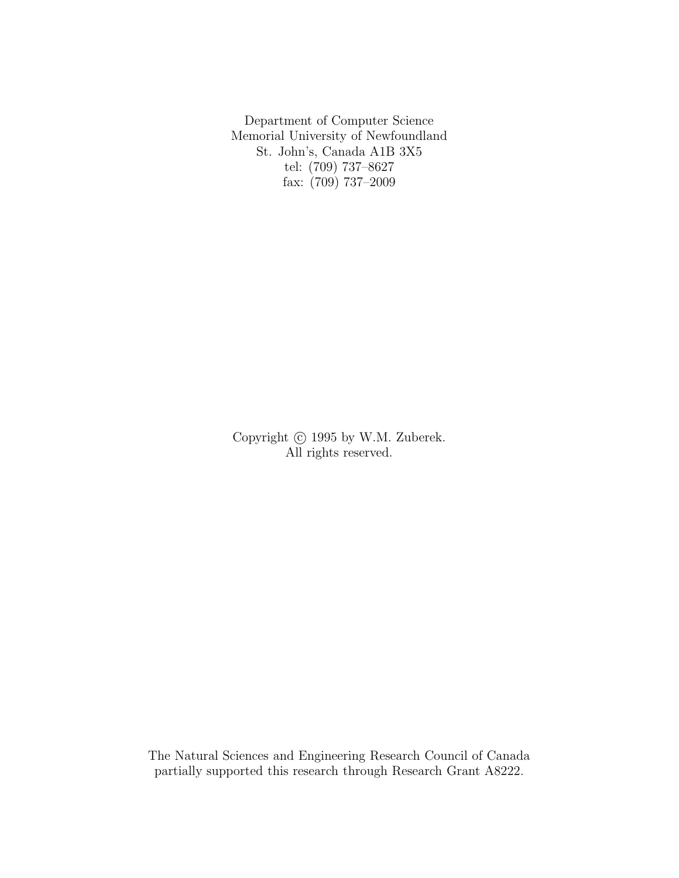Department of Computer Science
Memorial University of Newfoundland
St. John's, Canada A1B 3X5
tel: (709) 737–8627
fax: (709) 737–2009

Copyright © 1995 by W.M. Zuberek.
All rights reserved.

The Natural Sciences and Engineering Research Council of Canada
partially supported this research through Research Grant A8222.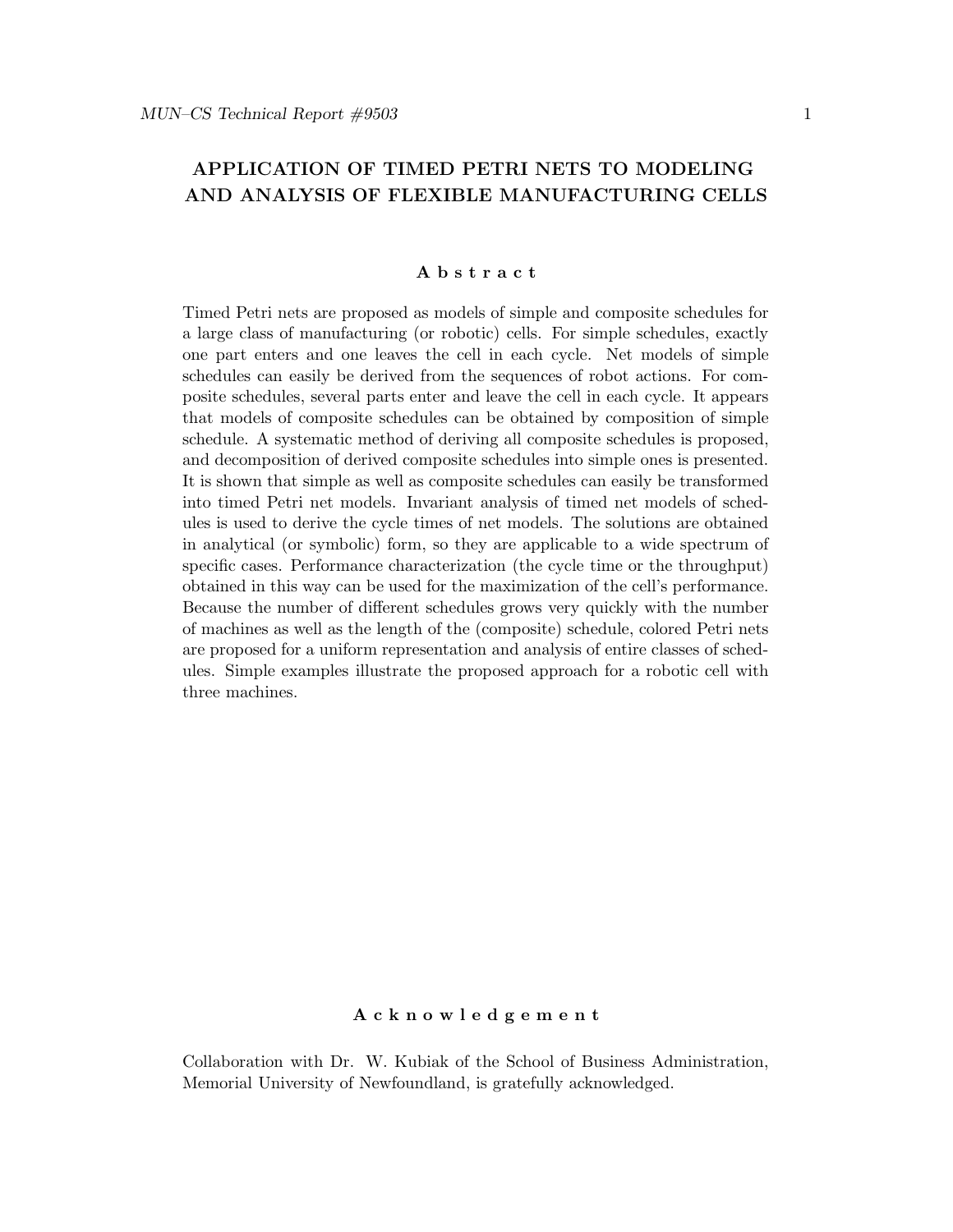# APPLICATION OF TIMED PETRI NETS TO MODELING AND ANALYSIS OF FLEXIBLE MANUFACTURING CELLS

## Abstract

Timed Petri nets are proposed as models of simple and composite schedules for a large class of manufacturing (or robotic) cells. For simple schedules, exactly one part enters and one leaves the cell in each cycle. Net models of simple schedules can easily be derived from the sequences of robot actions. For composite schedules, several parts enter and leave the cell in each cycle. It appears that models of composite schedules can be obtained by composition of simple schedule. A systematic method of deriving all composite schedules is proposed, and decomposition of derived composite schedules into simple ones is presented. It is shown that simple as well as composite schedules can easily be transformed into timed Petri net models. Invariant analysis of timed net models of schedules is used to derive the cycle times of net models. The solutions are obtained in analytical (or symbolic) form, so they are applicable to a wide spectrum of specific cases. Performance characterization (the cycle time or the throughput) obtained in this way can be used for the maximization of the cell's performance. Because the number of different schedules grows very quickly with the number of machines as well as the length of the (composite) schedule, colored Petri nets are proposed for a uniform representation and analysis of entire classes of schedules. Simple examples illustrate the proposed approach for a robotic cell with three machines.

## Acknowledgement

Collaboration with Dr. W. Kubiak of the School of Business Administration, Memorial University of Newfoundland, is gratefully acknowledged.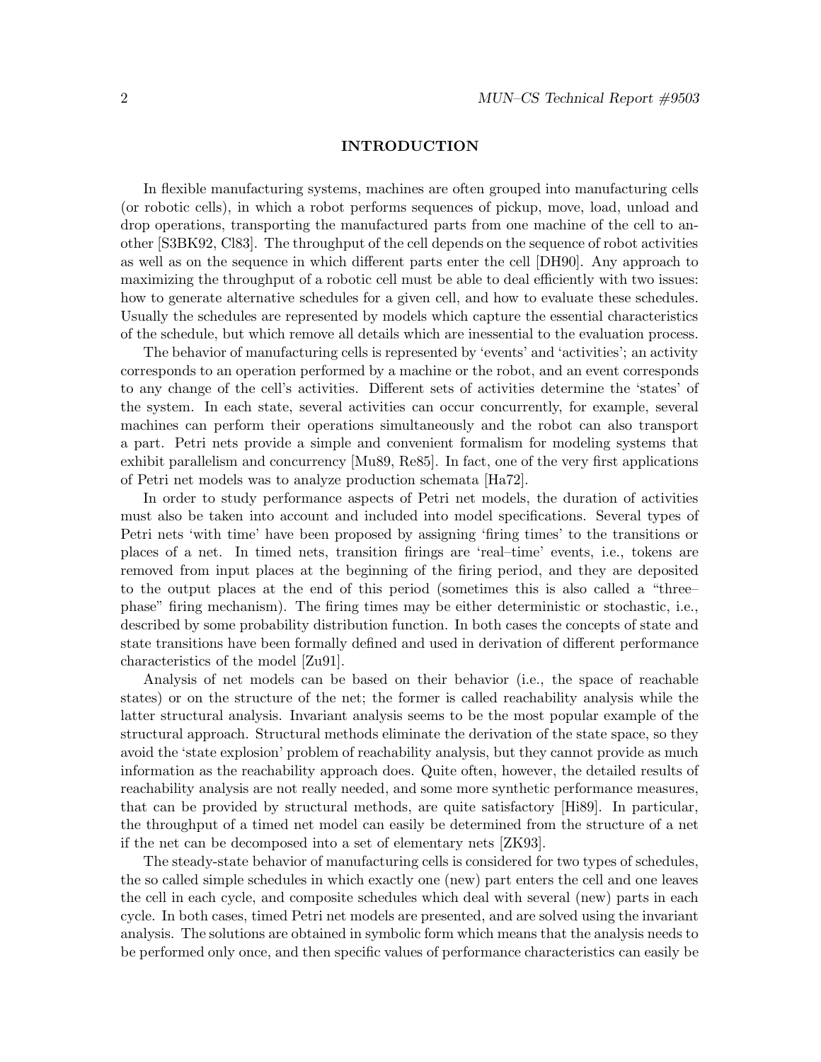## INTRODUCTION

In flexible manufacturing systems, machines are often grouped into manufacturing cells (or robotic cells), in which a robot performs sequences of pickup, move, load, unload and drop operations, transporting the manufactured parts from one machine of the cell to another [S3BK92, Cl83]. The throughput of the cell depends on the sequence of robot activities as well as on the sequence in which different parts enter the cell [DH90]. Any approach to maximizing the throughput of a robotic cell must be able to deal efficiently with two issues: how to generate alternative schedules for a given cell, and how to evaluate these schedules. Usually the schedules are represented by models which capture the essential characteristics of the schedule, but which remove all details which are inessential to the evaluation process.

The behavior of manufacturing cells is represented by 'events' and 'activities'; an activity corresponds to an operation performed by a machine or the robot, and an event corresponds to any change of the cell's activities. Different sets of activities determine the 'states' of the system. In each state, several activities can occur concurrently, for example, several machines can perform their operations simultaneously and the robot can also transport a part. Petri nets provide a simple and convenient formalism for modeling systems that exhibit parallelism and concurrency [Mu89, Re85]. In fact, one of the very first applications of Petri net models was to analyze production schemata [Ha72].

In order to study performance aspects of Petri net models, the duration of activities must also be taken into account and included into model specifications. Several types of Petri nets 'with time' have been proposed by assigning 'firing times' to the transitions or places of a net. In timed nets, transition firings are 'real–time' events, i.e., tokens are removed from input places at the beginning of the firing period, and they are deposited to the output places at the end of this period (sometimes this is also called a "three–phase" firing mechanism). The firing times may be either deterministic or stochastic, i.e., described by some probability distribution function. In both cases the concepts of state and state transitions have been formally defined and used in derivation of different performance characteristics of the model [Zu91].

Analysis of net models can be based on their behavior (i.e., the space of reachable states) or on the structure of the net; the former is called reachability analysis while the latter structural analysis. Invariant analysis seems to be the most popular example of the structural approach. Structural methods eliminate the derivation of the state space, so they avoid the 'state explosion' problem of reachability analysis, but they cannot provide as much information as the reachability approach does. Quite often, however, the detailed results of reachability analysis are not really needed, and some more synthetic performance measures, that can be provided by structural methods, are quite satisfactory [Hi89]. In particular, the throughput of a timed net model can easily be determined from the structure of a net if the net can be decomposed into a set of elementary nets [ZK93].

The steady-state behavior of manufacturing cells is considered for two types of schedules, the so called simple schedules in which exactly one (new) part enters the cell and one leaves the cell in each cycle, and composite schedules which deal with several (new) parts in each cycle. In both cases, timed Petri net models are presented, and are solved using the invariant analysis. The solutions are obtained in symbolic form which means that the analysis needs to be performed only once, and then specific values of performance characteristics can easily be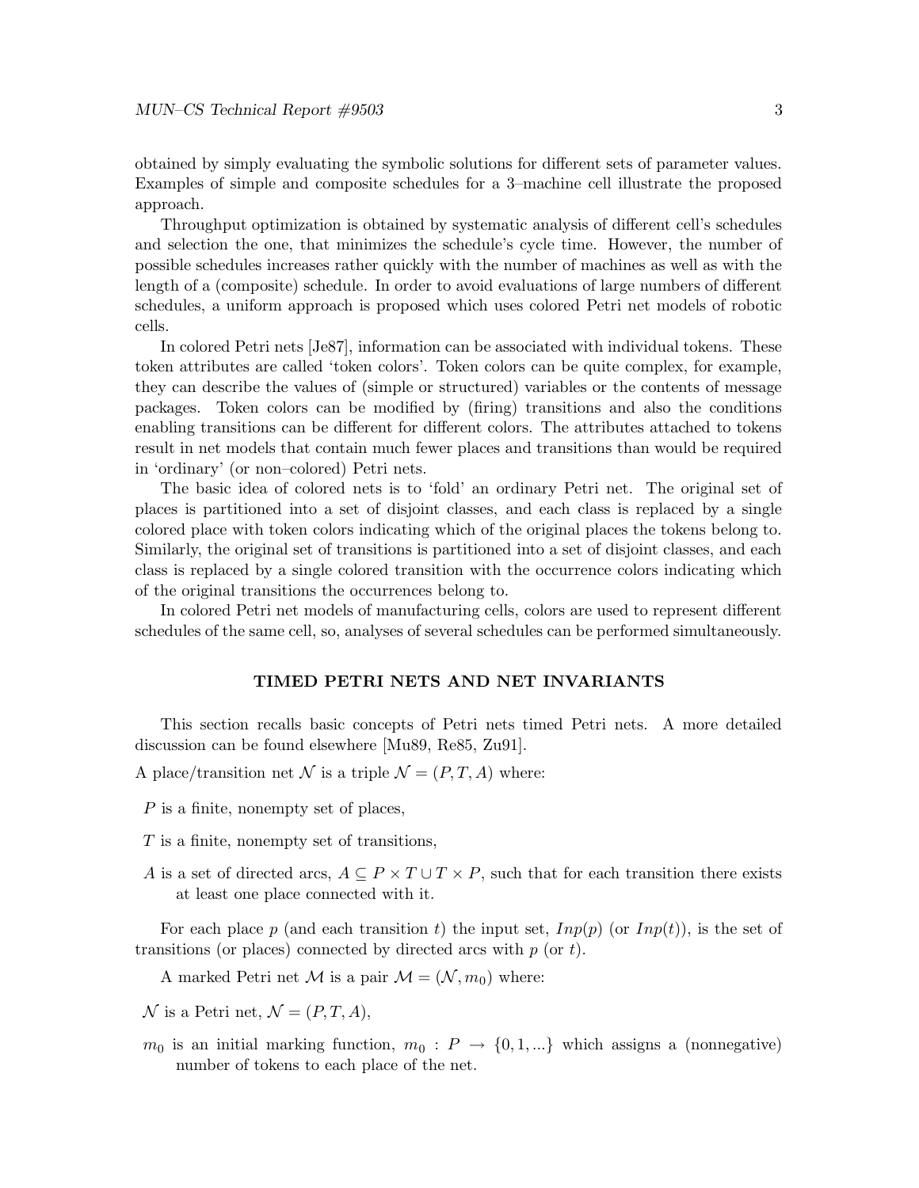obtained by simply evaluating the symbolic solutions for different sets of parameter values. Examples of simple and composite schedules for a 3–machine cell illustrate the proposed approach.

Throughput optimization is obtained by systematic analysis of different cell's schedules and selection the one, that minimizes the schedule's cycle time. However, the number of possible schedules increases rather quickly with the number of machines as well as with the length of a (composite) schedule. In order to avoid evaluations of large numbers of different schedules, a uniform approach is proposed which uses colored Petri net models of robotic cells.

In colored Petri nets [Je87], information can be associated with individual tokens. These token attributes are called 'token colors'. Token colors can be quite complex, for example, they can describe the values of (simple or structured) variables or the contents of message packages. Token colors can be modified by (firing) transitions and also the conditions enabling transitions can be different for different colors. The attributes attached to tokens result in net models that contain much fewer places and transitions than would be required in 'ordinary' (or non–colored) Petri nets.

The basic idea of colored nets is to 'fold' an ordinary Petri net. The original set of places is partitioned into a set of disjoint classes, and each class is replaced by a single colored place with token colors indicating which of the original places the tokens belong to. Similarly, the original set of transitions is partitioned into a set of disjoint classes, and each class is replaced by a single colored transition with the occurrence colors indicating which of the original transitions the occurrences belong to.

In colored Petri net models of manufacturing cells, colors are used to represent different schedules of the same cell, so, analyses of several schedules can be performed simultaneously.

## TIMED PETRI NETS AND NET INVARIANTS

This section recalls basic concepts of Petri nets timed Petri nets. A more detailed discussion can be found elsewhere [Mu89, Re85, Zu91].

A place/transition net $\mathcal{N}$ is a triple $\mathcal{N} = (P, T, A)$ where:

$P$ is a finite, nonempty set of places,

$T$ is a finite, nonempty set of transitions,

$A$ is a set of directed arcs, $A \subseteq P \times T \cup T \times P$, such that for each transition there exists at least one place connected with it.

For each place $p$ (and each transition $t$) the input set, $Inp(p)$ (or $Inp(t)$), is the set of transitions (or places) connected by directed arcs with $p$ (or $t$).

A marked Petri net $\mathcal{M}$ is a pair $\mathcal{M} = (\mathcal{N}, m_0)$ where:

$\mathcal{N}$ is a Petri net, $\mathcal{N} = (P, T, A)$,

$m_0$ is an initial marking function, $m_0 : P \rightarrow \{0, 1, ...\}$ which assigns a (nonnegative) number of tokens to each place of the net.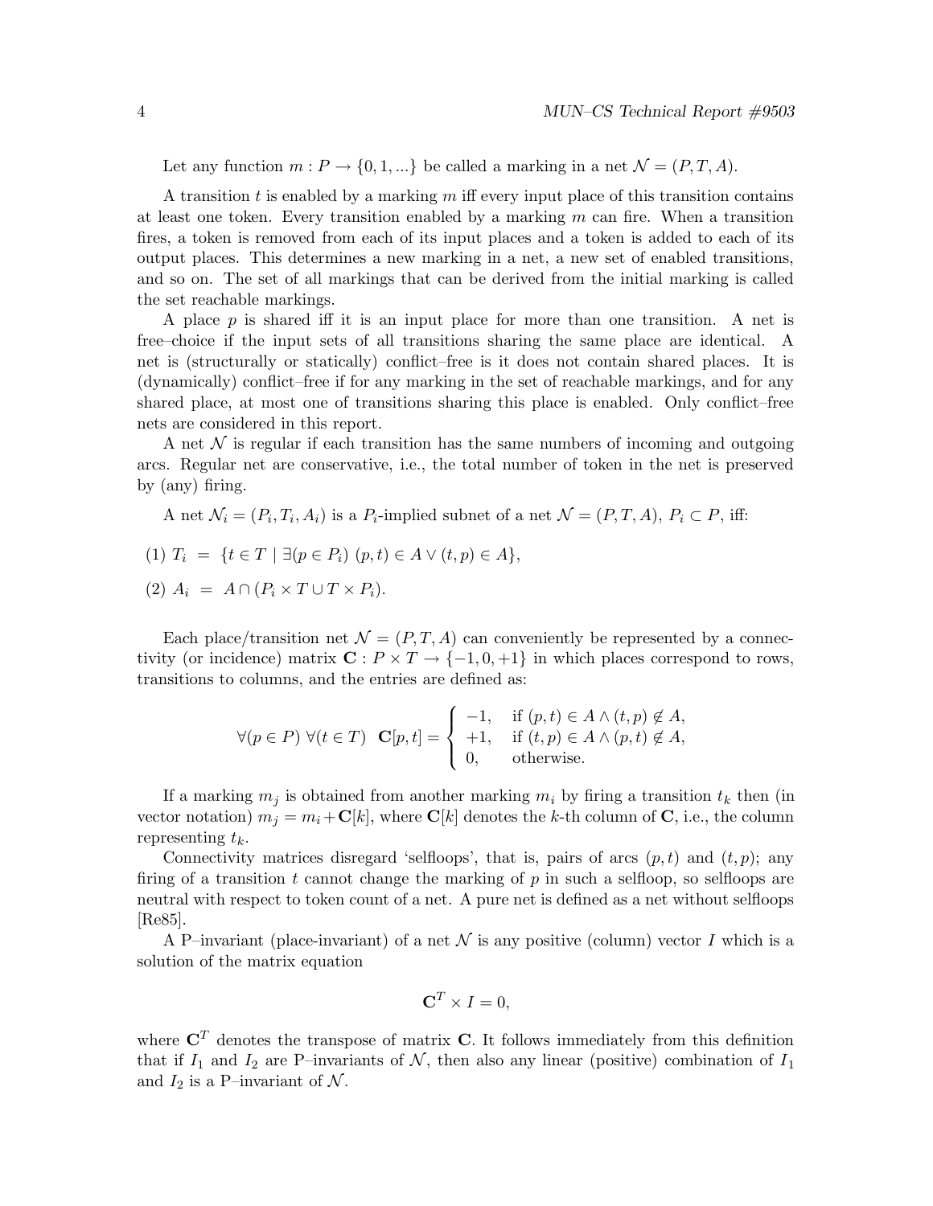Let any function $m : P \to \{0, 1, ...\}$ be called a marking in a net $\mathcal{N} = (P, T, A)$.

A transition $t$ is enabled by a marking $m$ iff every input place of this transition contains at least one token. Every transition enabled by a marking $m$ can fire. When a transition fires, a token is removed from each of its input places and a token is added to each of its output places. This determines a new marking in a net, a new set of enabled transitions, and so on. The set of all markings that can be derived from the initial marking is called the set reachable markings.

A place $p$ is shared iff it is an input place for more than one transition. A net is free–choice if the input sets of all transitions sharing the same place are identical. A net is (structurally or statically) conflict–free is it does not contain shared places. It is (dynamically) conflict–free if for any marking in the set of reachable markings, and for any shared place, at most one of transitions sharing this place is enabled. Only conflict–free nets are considered in this report.

A net $\mathcal{N}$ is regular if each transition has the same numbers of incoming and outgoing arcs. Regular net are conservative, i.e., the total number of token in the net is preserved by (any) firing.

A net $\mathcal{N}_i = (P_i, T_i, A_i)$ is a $P_i$-implied subnet of a net $\mathcal{N} = (P, T, A)$, $P_i \subset P$, iff:

(1) $T_i \ = \ \{t \in T \mid \exists (p \in P_i)\ (p, t) \in A \vee (t, p) \in A\}$,

(2) $A_i \ = \ A \cap (P_i \times T \cup T \times P_i)$.

Each place/transition net $\mathcal{N} = (P, T, A)$ can conveniently be represented by a connectivity (or incidence) matrix $\mathbf{C} : P \times T \to \{-1, 0, +1\}$ in which places correspond to rows, transitions to columns, and the entries are defined as:

$$\forall (p \in P)\ \forall (t \in T)\ \ \mathbf{C}[p, t] = \begin{cases} -1, & \text{if } (p, t) \in A \wedge (t, p) \notin A, \\ +1, & \text{if } (t, p) \in A \wedge (p, t) \notin A, \\ 0, & \text{otherwise.} \end{cases}$$

If a marking $m_j$ is obtained from another marking $m_i$ by firing a transition $t_k$ then (in vector notation) $m_j = m_i + \mathbf{C}[k]$, where $\mathbf{C}[k]$ denotes the $k$-th column of $\mathbf{C}$, i.e., the column representing $t_k$.

Connectivity matrices disregard 'selfloops', that is, pairs of arcs $(p, t)$ and $(t, p)$; any firing of a transition $t$ cannot change the marking of $p$ in such a selfloop, so selfloops are neutral with respect to token count of a net. A pure net is defined as a net without selfloops [Re85].

A P–invariant (place-invariant) of a net $\mathcal{N}$ is any positive (column) vector $I$ which is a solution of the matrix equation

$$\mathbf{C}^T \times I = 0,$$

where $\mathbf{C}^T$ denotes the transpose of matrix $\mathbf{C}$. It follows immediately from this definition that if $I_1$ and $I_2$ are P–invariants of $\mathcal{N}$, then also any linear (positive) combination of $I_1$ and $I_2$ is a P–invariant of $\mathcal{N}$.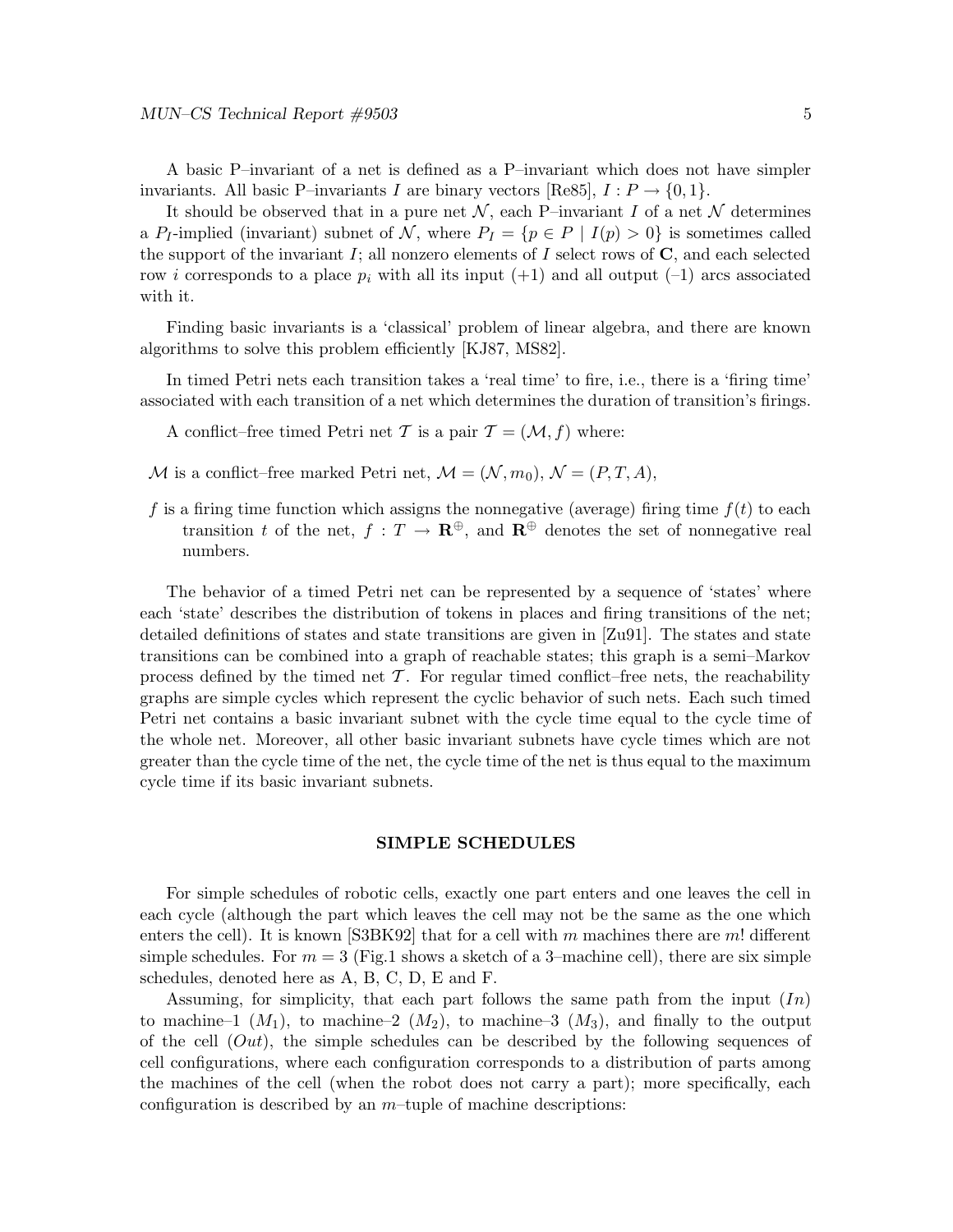A basic P–invariant of a net is defined as a P–invariant which does not have simpler invariants. All basic P–invariants $I$ are binary vectors [Re85], $I : P \rightarrow \{0, 1\}$.

It should be observed that in a pure net $\mathcal{N}$, each P–invariant $I$ of a net $\mathcal{N}$ determines a $P_I$-implied (invariant) subnet of $\mathcal{N}$, where $P_I = \{p \in P \mid I(p) > 0\}$ is sometimes called the support of the invariant $I$; all nonzero elements of $I$ select rows of $\mathbf{C}$, and each selected row $i$ corresponds to a place $p_i$ with all its input (+1) and all output (–1) arcs associated with it.

Finding basic invariants is a 'classical' problem of linear algebra, and there are known algorithms to solve this problem efficiently [KJ87, MS82].

In timed Petri nets each transition takes a 'real time' to fire, i.e., there is a 'firing time' associated with each transition of a net which determines the duration of transition's firings.

A conflict–free timed Petri net $\mathcal{T}$ is a pair $\mathcal{T} = (\mathcal{M}, f)$ where:

$\mathcal{M}$ is a conflict–free marked Petri net, $\mathcal{M} = (\mathcal{N}, m_0)$, $\mathcal{N} = (P, T, A)$,

$f$ is a firing time function which assigns the nonnegative (average) firing time $f(t)$ to each transition $t$ of the net, $f : T \rightarrow \mathbf{R}^{\oplus}$, and $\mathbf{R}^{\oplus}$ denotes the set of nonnegative real numbers.

The behavior of a timed Petri net can be represented by a sequence of 'states' where each 'state' describes the distribution of tokens in places and firing transitions of the net; detailed definitions of states and state transitions are given in [Zu91]. The states and state transitions can be combined into a graph of reachable states; this graph is a semi–Markov process defined by the timed net $\mathcal{T}$. For regular timed conflict–free nets, the reachability graphs are simple cycles which represent the cyclic behavior of such nets. Each such timed Petri net contains a basic invariant subnet with the cycle time equal to the cycle time of the whole net. Moreover, all other basic invariant subnets have cycle times which are not greater than the cycle time of the net, the cycle time of the net is thus equal to the maximum cycle time if its basic invariant subnets.

## SIMPLE SCHEDULES

For simple schedules of robotic cells, exactly one part enters and one leaves the cell in each cycle (although the part which leaves the cell may not be the same as the one which enters the cell). It is known [S3BK92] that for a cell with $m$ machines there are $m!$ different simple schedules. For $m = 3$ (Fig.1 shows a sketch of a 3–machine cell), there are six simple schedules, denoted here as A, B, C, D, E and F.

Assuming, for simplicity, that each part follows the same path from the input ($In$) to machine–1 ($M_1$), to machine–2 ($M_2$), to machine–3 ($M_3$), and finally to the output of the cell ($Out$), the simple schedules can be described by the following sequences of cell configurations, where each configuration corresponds to a distribution of parts among the machines of the cell (when the robot does not carry a part); more specifically, each configuration is described by an $m$–tuple of machine descriptions: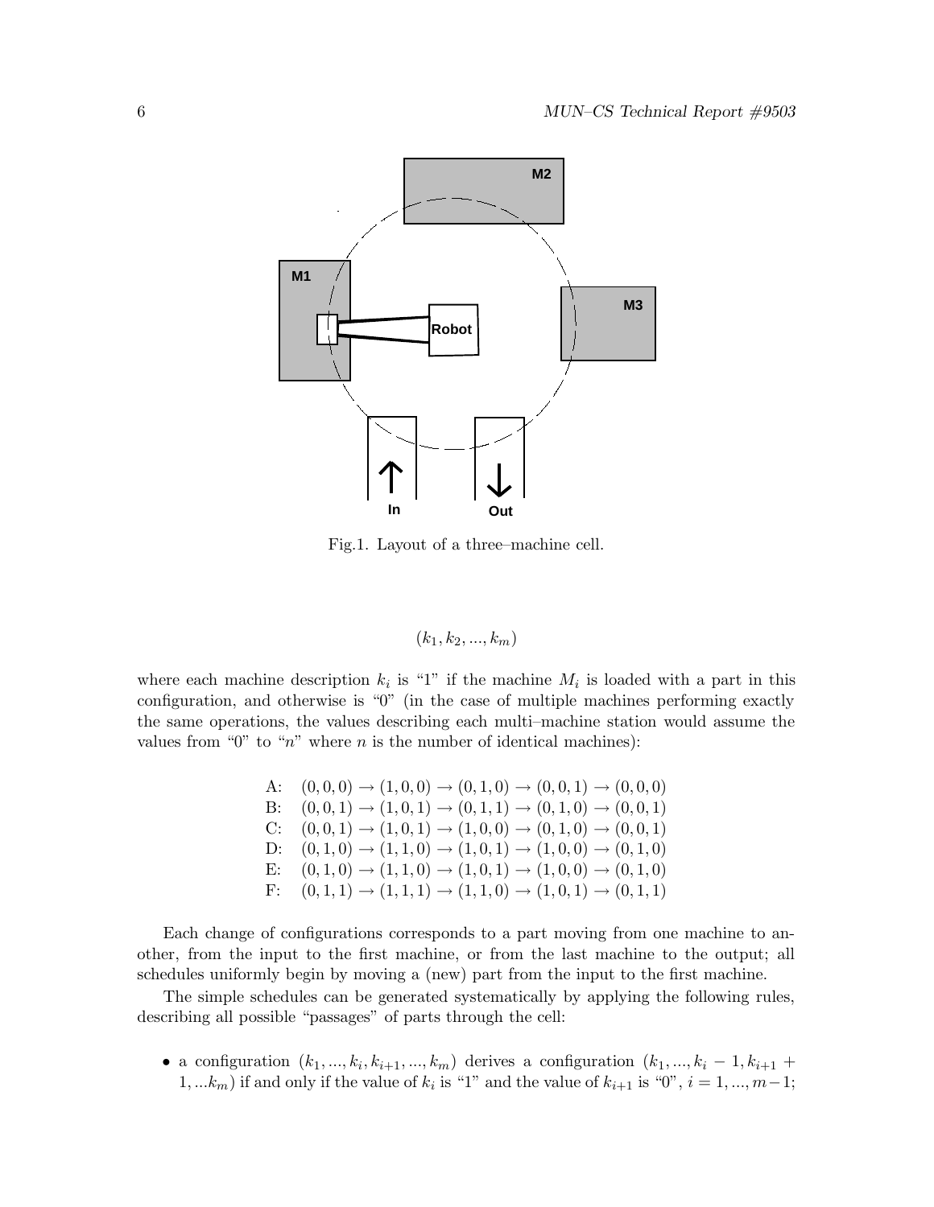Fig.1. Layout of a three–machine cell.

$$(k_1, k_2, ..., k_m)$$

where each machine description $k_i$ is "1" if the machine $M_i$ is loaded with a part in this configuration, and otherwise is "0" (in the case of multiple machines performing exactly the same operations, the values describing each multi–machine station would assume the values from "0" to "$n$" where $n$ is the number of identical machines):

$$
\begin{array}{ll}
\text{A:} & (0,0,0) \to (1,0,0) \to (0,1,0) \to (0,0,1) \to (0,0,0) \\
\text{B:} & (0,0,1) \to (1,0,1) \to (0,1,1) \to (0,1,0) \to (0,0,1) \\
\text{C:} & (0,0,1) \to (1,0,1) \to (1,0,0) \to (0,1,0) \to (0,0,1) \\
\text{D:} & (0,1,0) \to (1,1,0) \to (1,0,1) \to (1,0,0) \to (0,1,0) \\
\text{E:} & (0,1,0) \to (1,1,0) \to (1,0,1) \to (1,0,0) \to (0,1,0) \\
\text{F:} & (0,1,1) \to (1,1,1) \to (1,1,0) \to (1,0,1) \to (0,1,1)
\end{array}
$$

Each change of configurations corresponds to a part moving from one machine to another, from the input to the first machine, or from the last machine to the output; all schedules uniformly begin by moving a (new) part from the input to the first machine.

The simple schedules can be generated systematically by applying the following rules, describing all possible "passages" of parts through the cell:

- a configuration $(k_1, ..., k_i, k_{i+1}, ..., k_m)$ derives a configuration $(k_1, ..., k_i - 1, k_{i+1} + 1, ...k_m)$ if and only if the value of $k_i$ is "1" and the value of $k_{i+1}$ is "0", $i = 1, ..., m-1$;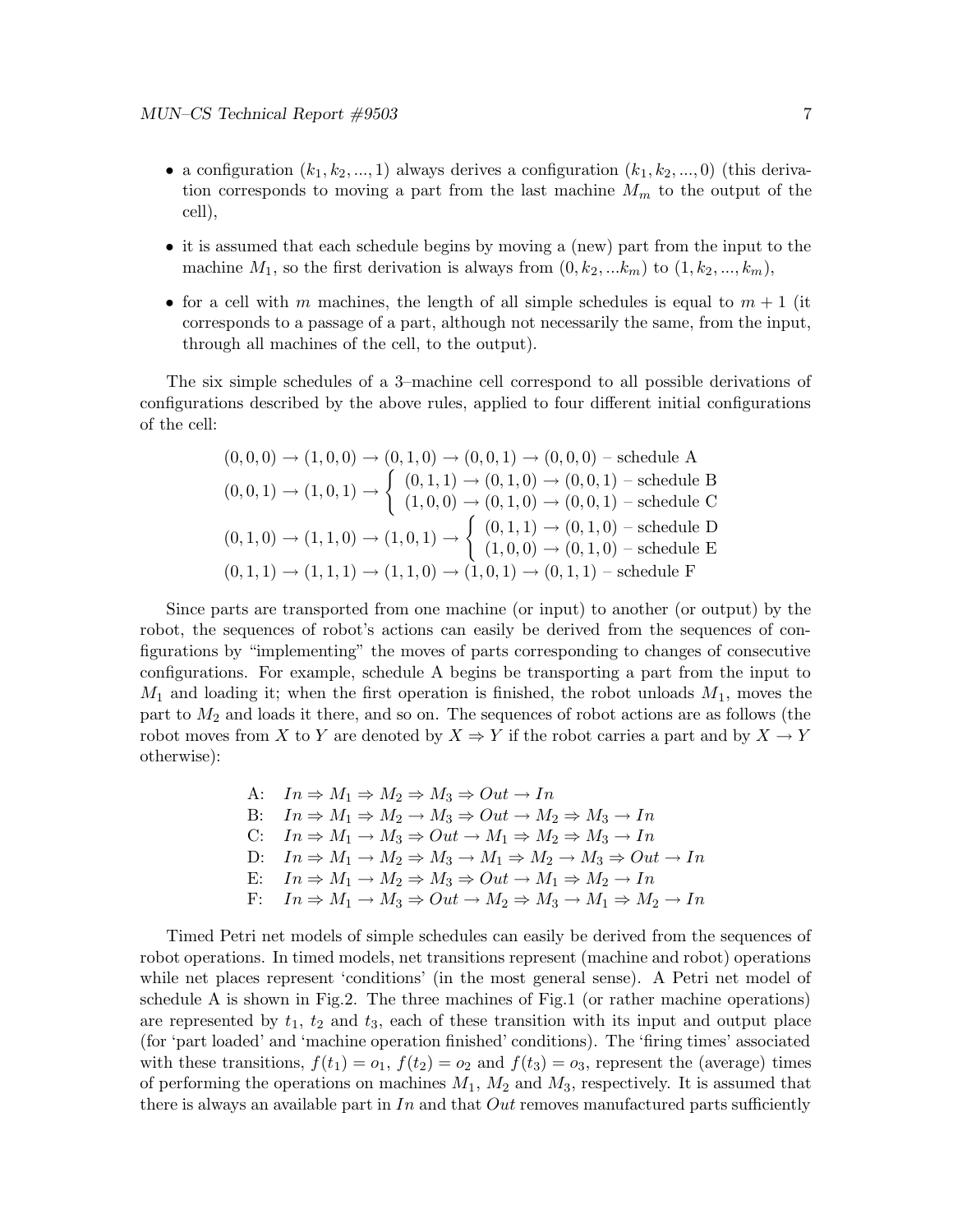- a configuration $(k_1, k_2, ..., 1)$ always derives a configuration $(k_1, k_2, ..., 0)$ (this derivation corresponds to moving a part from the last machine $M_m$ to the output of the cell),
- it is assumed that each schedule begins by moving a (new) part from the input to the machine $M_1$, so the first derivation is always from $(0, k_2, ...k_m)$ to $(1, k_2, ..., k_m)$,
- for a cell with $m$ machines, the length of all simple schedules is equal to $m + 1$ (it corresponds to a passage of a part, although not necessarily the same, from the input, through all machines of the cell, to the output).

The six simple schedules of a 3–machine cell correspond to all possible derivations of configurations described by the above rules, applied to four different initial configurations of the cell:

$$(0,0,0) \rightarrow (1,0,0) \rightarrow (0,1,0) \rightarrow (0,0,1) \rightarrow (0,0,0) \text{ – schedule A}$$

$$(0,0,1) \rightarrow (1,0,1) \rightarrow \begin{cases} (0,1,1) \rightarrow (0,1,0) \rightarrow (0,0,1) \text{ – schedule B} \\ (1,0,0) \rightarrow (0,1,0) \rightarrow (0,0,1) \text{ – schedule C} \end{cases}$$

$$(0,1,0) \rightarrow (1,1,0) \rightarrow (1,0,1) \rightarrow \begin{cases} (0,1,1) \rightarrow (0,1,0) \text{ – schedule D} \\ (1,0,0) \rightarrow (0,1,0) \text{ – schedule E} \end{cases}$$

$$(0,1,1) \rightarrow (1,1,1) \rightarrow (1,1,0) \rightarrow (1,0,1) \rightarrow (0,1,1) \text{ – schedule F}$$

Since parts are transported from one machine (or input) to another (or output) by the robot, the sequences of robot's actions can easily be derived from the sequences of configurations by "implementing" the moves of parts corresponding to changes of consecutive configurations. For example, schedule A begins be transporting a part from the input to $M_1$ and loading it; when the first operation is finished, the robot unloads $M_1$, moves the part to $M_2$ and loads it there, and so on. The sequences of robot actions are as follows (the robot moves from $X$ to $Y$ are denoted by $X \Rightarrow Y$ if the robot carries a part and by $X \rightarrow Y$ otherwise):

A: $In \Rightarrow M_1 \Rightarrow M_2 \Rightarrow M_3 \Rightarrow Out \rightarrow In$
B: $In \Rightarrow M_1 \Rightarrow M_2 \rightarrow M_3 \Rightarrow Out \rightarrow M_2 \Rightarrow M_3 \rightarrow In$
C: $In \Rightarrow M_1 \rightarrow M_3 \Rightarrow Out \rightarrow M_1 \Rightarrow M_2 \Rightarrow M_3 \rightarrow In$
D: $In \Rightarrow M_1 \rightarrow M_2 \Rightarrow M_3 \rightarrow M_1 \Rightarrow M_2 \rightarrow M_3 \Rightarrow Out \rightarrow In$
E: $In \Rightarrow M_1 \rightarrow M_2 \Rightarrow M_3 \Rightarrow Out \rightarrow M_1 \Rightarrow M_2 \rightarrow In$
F: $In \Rightarrow M_1 \rightarrow M_3 \Rightarrow Out \rightarrow M_2 \Rightarrow M_3 \rightarrow M_1 \Rightarrow M_2 \rightarrow In$

Timed Petri net models of simple schedules can easily be derived from the sequences of robot operations. In timed models, net transitions represent (machine and robot) operations while net places represent 'conditions' (in the most general sense). A Petri net model of schedule A is shown in Fig.2. The three machines of Fig.1 (or rather machine operations) are represented by $t_1$, $t_2$ and $t_3$, each of these transition with its input and output place (for 'part loaded' and 'machine operation finished' conditions). The 'firing times' associated with these transitions, $f(t_1) = o_1$, $f(t_2) = o_2$ and $f(t_3) = o_3$, represent the (average) times of performing the operations on machines $M_1$, $M_2$ and $M_3$, respectively. It is assumed that there is always an available part in $In$ and that $Out$ removes manufactured parts sufficiently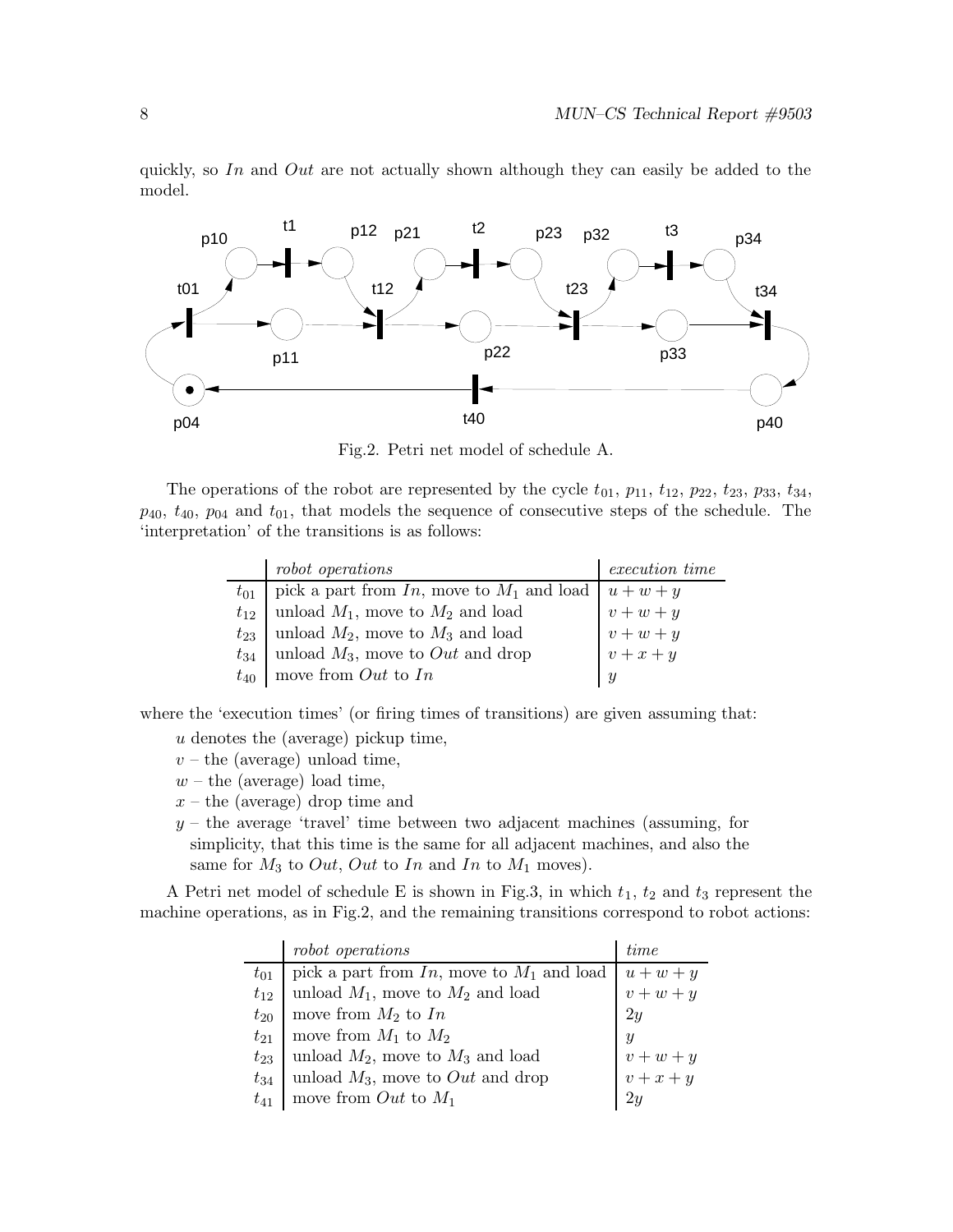quickly, so *In* and *Out* are not actually shown although they can easily be added to the model.

Fig.2. Petri net model of schedule A.

The operations of the robot are represented by the cycle $t_{01}$, $p_{11}$, $t_{12}$, $p_{22}$, $t_{23}$, $p_{33}$, $t_{34}$, $p_{40}$, $t_{40}$, $p_{04}$ and $t_{01}$, that models the sequence of consecutive steps of the schedule. The 'interpretation' of the transitions is as follows:

| | *robot operations* | *execution time* |
|---|---|---|
| $t_{01}$ | pick a part from $In$, move to $M_1$ and load | $u + w + y$ |
| $t_{12}$ | unload $M_1$, move to $M_2$ and load | $v + w + y$ |
| $t_{23}$ | unload $M_2$, move to $M_3$ and load | $v + w + y$ |
| $t_{34}$ | unload $M_3$, move to $Out$ and drop | $v + x + y$ |
| $t_{40}$ | move from $Out$ to $In$ | $y$ |

where the 'execution times' (or firing times of transitions) are given assuming that:

$u$ denotes the (average) pickup time,
$v$ – the (average) unload time,
$w$ – the (average) load time,
$x$ – the (average) drop time and
$y$ – the average 'travel' time between two adjacent machines (assuming, for simplicity, that this time is the same for all adjacent machines, and also the same for $M_3$ to $Out$, $Out$ to $In$ and $In$ to $M_1$ moves).

A Petri net model of schedule E is shown in Fig.3, in which $t_1$, $t_2$ and $t_3$ represent the machine operations, as in Fig.2, and the remaining transitions correspond to robot actions:

| | *robot operations* | *time* |
|---|---|---|
| $t_{01}$ | pick a part from $In$, move to $M_1$ and load | $u + w + y$ |
| $t_{12}$ | unload $M_1$, move to $M_2$ and load | $v + w + y$ |
| $t_{20}$ | move from $M_2$ to $In$ | $2y$ |
| $t_{21}$ | move from $M_1$ to $M_2$ | $y$ |
| $t_{23}$ | unload $M_2$, move to $M_3$ and load | $v + w + y$ |
| $t_{34}$ | unload $M_3$, move to $Out$ and drop | $v + x + y$ |
| $t_{41}$ | move from $Out$ to $M_1$ | $2y$ |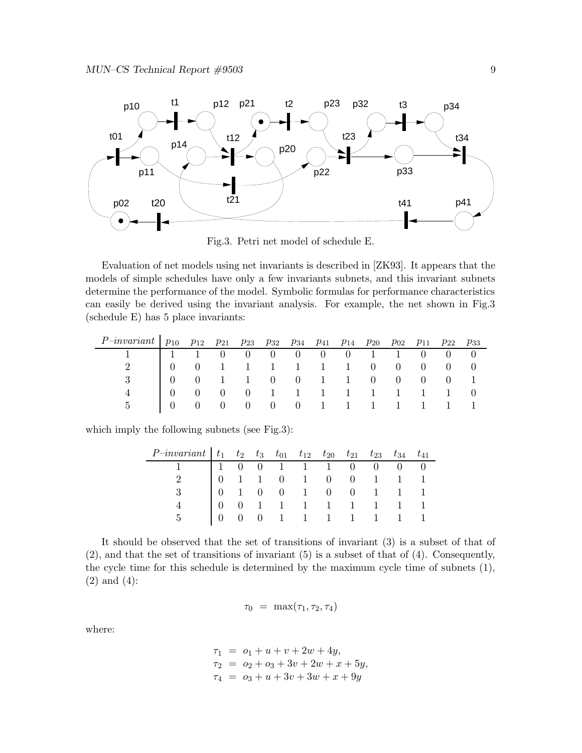Fig.3. Petri net model of schedule E.

Evaluation of net models using net invariants is described in [ZK93]. It appears that the models of simple schedules have only a few invariants subnets, and this invariant subnets determine the performance of the model. Symbolic formulas for performance characteristics can easily be derived using the invariant analysis. For example, the net shown in Fig.3 (schedule E) has 5 place invariants:

| *P–invariant* | $p_{10}$ | $p_{12}$ | $p_{21}$ | $p_{23}$ | $p_{32}$ | $p_{34}$ | $p_{41}$ | $p_{14}$ | $p_{20}$ | $p_{02}$ | $p_{11}$ | $p_{22}$ | $p_{33}$ |
|---|---|---|---|---|---|---|---|---|---|---|---|---|---|
| 1 | 1 | 1 | 0 | 0 | 0 | 0 | 0 | 0 | 1 | 1 | 0 | 0 | 0 |
| 2 | 0 | 0 | 1 | 1 | 1 | 1 | 1 | 1 | 0 | 0 | 0 | 0 | 0 |
| 3 | 0 | 0 | 1 | 1 | 0 | 0 | 1 | 1 | 0 | 0 | 0 | 0 | 1 |
| 4 | 0 | 0 | 0 | 0 | 1 | 1 | 1 | 1 | 1 | 1 | 1 | 1 | 0 |
| 5 | 0 | 0 | 0 | 0 | 0 | 0 | 1 | 1 | 1 | 1 | 1 | 1 | 1 |

which imply the following subnets (see Fig.3):

| *P–invariant* | $t_1$ | $t_2$ | $t_3$ | $t_{01}$ | $t_{12}$ | $t_{20}$ | $t_{21}$ | $t_{23}$ | $t_{34}$ | $t_{41}$ |
|---|---|---|---|---|---|---|---|---|---|---|
| 1 | 1 | 0 | 0 | 1 | 1 | 1 | 0 | 0 | 0 | 0 |
| 2 | 0 | 1 | 1 | 0 | 1 | 0 | 0 | 1 | 1 | 1 |
| 3 | 0 | 1 | 0 | 0 | 1 | 0 | 0 | 1 | 1 | 1 |
| 4 | 0 | 0 | 1 | 1 | 1 | 1 | 1 | 1 | 1 | 1 |
| 5 | 0 | 0 | 0 | 1 | 1 | 1 | 1 | 1 | 1 | 1 |

It should be observed that the set of transitions of invariant (3) is a subset of that of (2), and that the set of transitions of invariant (5) is a subset of that of (4). Consequently, the cycle time for this schedule is determined by the maximum cycle time of subnets (1), (2) and (4):

$$\tau_0 \;=\; \max(\tau_1, \tau_2, \tau_4)$$

where:

$$\begin{aligned}
\tau_1 &= o_1 + u + v + 2w + 4y, \\
\tau_2 &= o_2 + o_3 + 3v + 2w + x + 5y, \\
\tau_4 &= o_3 + u + 3v + 3w + x + 9y
\end{aligned}$$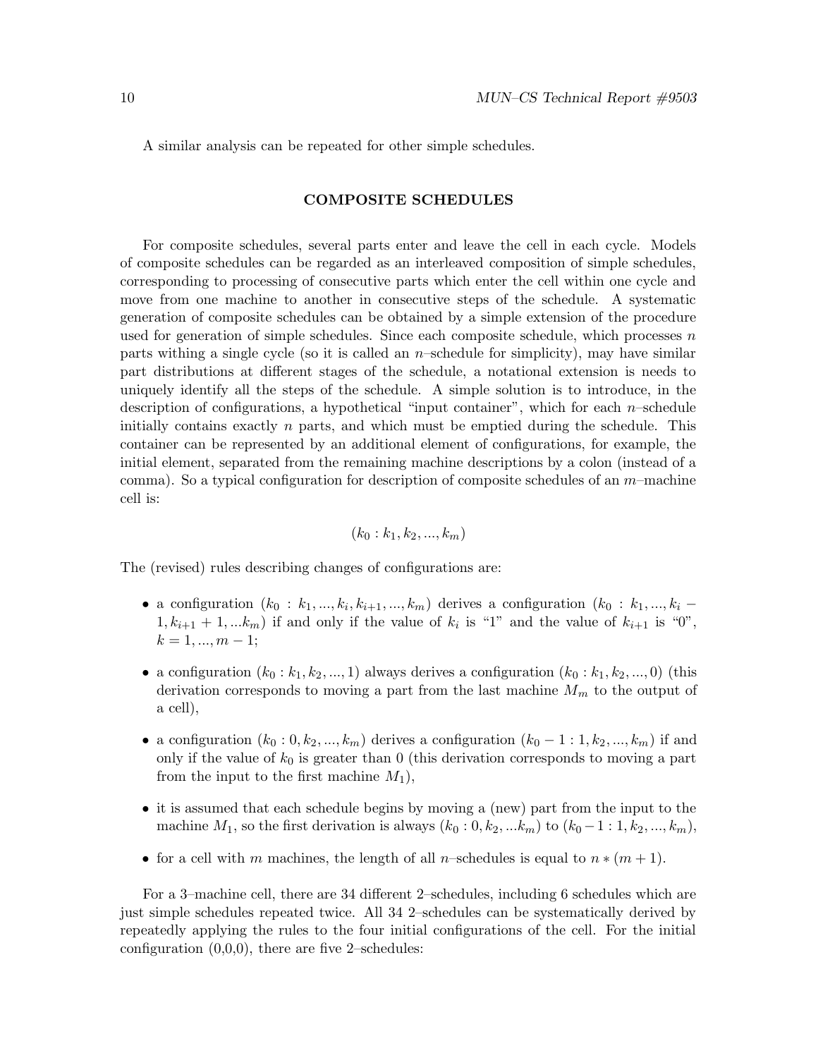A similar analysis can be repeated for other simple schedules.

## COMPOSITE SCHEDULES

For composite schedules, several parts enter and leave the cell in each cycle. Models of composite schedules can be regarded as an interleaved composition of simple schedules, corresponding to processing of consecutive parts which enter the cell within one cycle and move from one machine to another in consecutive steps of the schedule. A systematic generation of composite schedules can be obtained by a simple extension of the procedure used for generation of simple schedules. Since each composite schedule, which processes $n$ parts withing a single cycle (so it is called an $n$–schedule for simplicity), may have similar part distributions at different stages of the schedule, a notational extension is needs to uniquely identify all the steps of the schedule. A simple solution is to introduce, in the description of configurations, a hypothetical "input container", which for each $n$–schedule initially contains exactly $n$ parts, and which must be emptied during the schedule. This container can be represented by an additional element of configurations, for example, the initial element, separated from the remaining machine descriptions by a colon (instead of a comma). So a typical configuration for description of composite schedules of an $m$–machine cell is:

$$(k_0 : k_1, k_2, ..., k_m)$$

The (revised) rules describing changes of configurations are:

- a configuration $(k_0 : k_1, ..., k_i, k_{i+1}, ..., k_m)$ derives a configuration $(k_0 : k_1, ..., k_i - 1, k_{i+1} + 1, ...k_m)$ if and only if the value of $k_i$ is "1" and the value of $k_{i+1}$ is "0", $k = 1, ..., m-1$;
- a configuration $(k_0 : k_1, k_2, ..., 1)$ always derives a configuration $(k_0 : k_1, k_2, ..., 0)$ (this derivation corresponds to moving a part from the last machine $M_m$ to the output of a cell),
- a configuration $(k_0 : 0, k_2, ..., k_m)$ derives a configuration $(k_0 - 1 : 1, k_2, ..., k_m)$ if and only if the value of $k_0$ is greater than 0 (this derivation corresponds to moving a part from the input to the first machine $M_1$),
- it is assumed that each schedule begins by moving a (new) part from the input to the machine $M_1$, so the first derivation is always $(k_0 : 0, k_2, ...k_m)$ to $(k_0 - 1 : 1, k_2, ..., k_m)$,
- for a cell with $m$ machines, the length of all $n$–schedules is equal to $n * (m + 1)$.

For a 3–machine cell, there are 34 different 2–schedules, including 6 schedules which are just simple schedules repeated twice. All 34 2–schedules can be systematically derived by repeatedly applying the rules to the four initial configurations of the cell. For the initial configuration (0,0,0), there are five 2–schedules: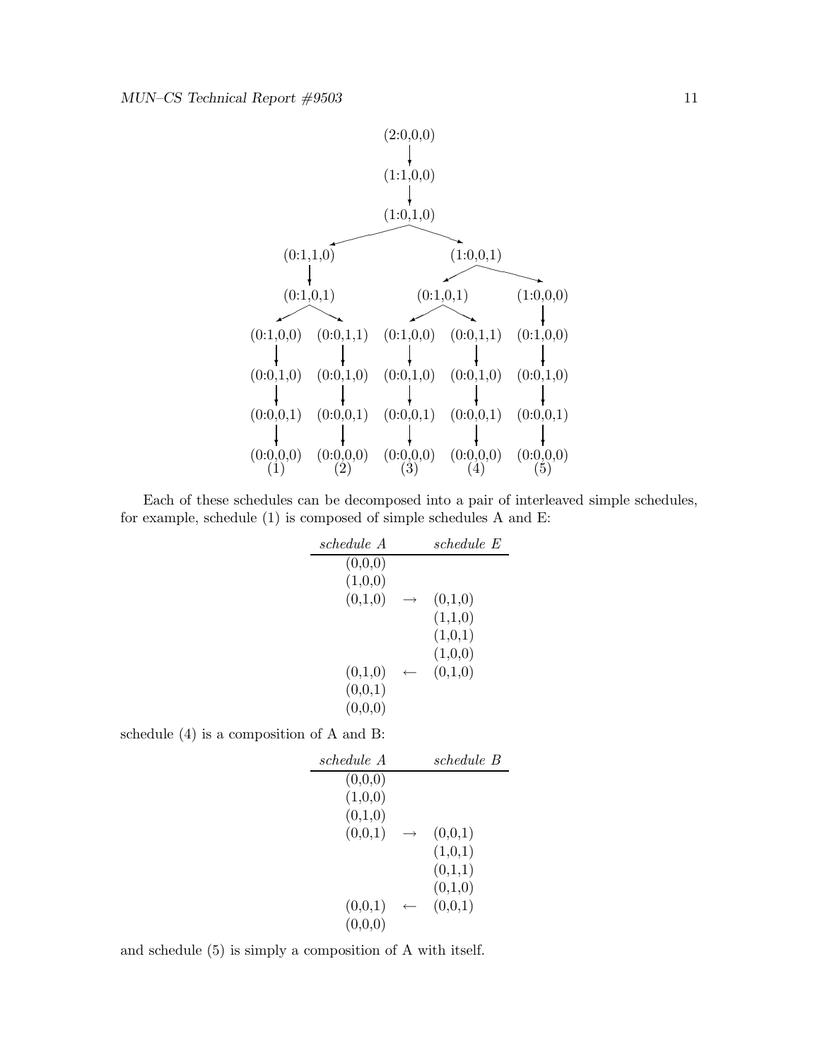```
                              (2:0,0,0)
                                  |
                              (1:1,0,0)
                                  |
                              (1:0,1,0)
                   /                              \
           (0:1,1,0)                            (1:0,0,1)
               |                              /           \
           (0:1,0,1)                   (0:1,0,1)        (1:0,0,0)
           /       \                   /       \            |
  (0:1,0,0)   (0:0,1,1)      (0:1,0,0)   (0:0,1,1)    (0:1,0,0)
      |           |              |           |            |
  (0:0,1,0)   (0:0,1,0)      (0:0,1,0)   (0:0,1,0)    (0:0,1,0)
      |           |              |           |            |
  (0:0,0,1)   (0:0,0,1)      (0:0,0,1)   (0:0,0,1)    (0:0,0,1)
      |           |              |           |            |
  (0:0,0,0)   (0:0,0,0)      (0:0,0,0)   (0:0,0,0)    (0:0,0,0)
     (1)         (2)            (3)         (4)          (5)
```

Each of these schedules can be decomposed into a pair of interleaved simple schedules, for example, schedule (1) is composed of simple schedules A and E:

| *schedule A* | | *schedule E* |
|---|---|---|
| (0,0,0) | | |
| (1,0,0) | | |
| (0,1,0) | $\rightarrow$ | (0,1,0) |
| | | (1,1,0) |
| | | (1,0,1) |
| | | (1,0,0) |
| (0,1,0) | $\leftarrow$ | (0,1,0) |
| (0,0,1) | | |
| (0,0,0) | | |

schedule (4) is a composition of A and B:

| *schedule A* | | *schedule B* |
|---|---|---|
| (0,0,0) | | |
| (1,0,0) | | |
| (0,1,0) | | |
| (0,0,1) | $\rightarrow$ | (0,0,1) |
| | | (1,0,1) |
| | | (0,1,1) |
| | | (0,1,0) |
| (0,0,1) | $\leftarrow$ | (0,0,1) |
| (0,0,0) | | |

and schedule (5) is simply a composition of A with itself.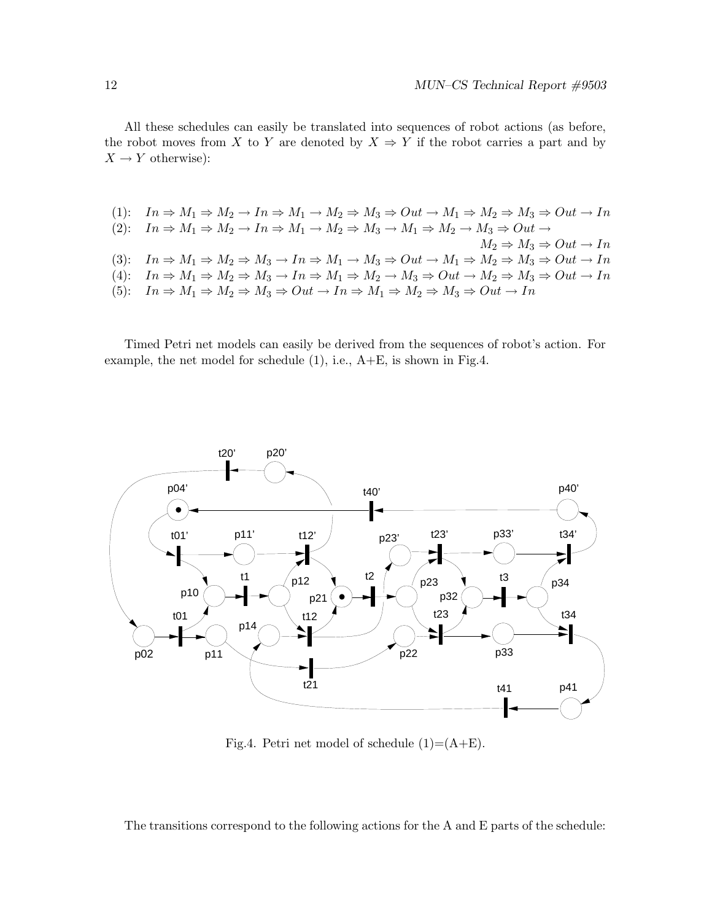All these schedules can easily be translated into sequences of robot actions (as before, the robot moves from $X$ to $Y$ are denoted by $X \Rightarrow Y$ if the robot carries a part and by $X \rightarrow Y$ otherwise):

(1): $In \Rightarrow M_1 \Rightarrow M_2 \rightarrow In \Rightarrow M_1 \rightarrow M_2 \Rightarrow M_3 \Rightarrow Out \rightarrow M_1 \Rightarrow M_2 \Rightarrow M_3 \Rightarrow Out \rightarrow In$

(2): $In \Rightarrow M_1 \Rightarrow M_2 \rightarrow In \Rightarrow M_1 \rightarrow M_2 \Rightarrow M_3 \rightarrow M_1 \Rightarrow M_2 \rightarrow M_3 \Rightarrow Out \rightarrow$
$M_2 \Rightarrow M_3 \Rightarrow Out \rightarrow In$

(3): $In \Rightarrow M_1 \Rightarrow M_2 \Rightarrow M_3 \rightarrow In \Rightarrow M_1 \rightarrow M_3 \Rightarrow Out \rightarrow M_1 \Rightarrow M_2 \Rightarrow M_3 \Rightarrow Out \rightarrow In$

(4): $In \Rightarrow M_1 \Rightarrow M_2 \Rightarrow M_3 \rightarrow In \Rightarrow M_1 \Rightarrow M_2 \rightarrow M_3 \Rightarrow Out \rightarrow M_2 \Rightarrow M_3 \Rightarrow Out \rightarrow In$

(5): $In \Rightarrow M_1 \Rightarrow M_2 \Rightarrow M_3 \Rightarrow Out \rightarrow In \Rightarrow M_1 \Rightarrow M_2 \Rightarrow M_3 \Rightarrow Out \rightarrow In$

Timed Petri net models can easily be derived from the sequences of robot's action. For example, the net model for schedule (1), i.e., A+E, is shown in Fig.4.

Fig.4. Petri net model of schedule (1)=(A+E).

The transitions correspond to the following actions for the A and E parts of the schedule: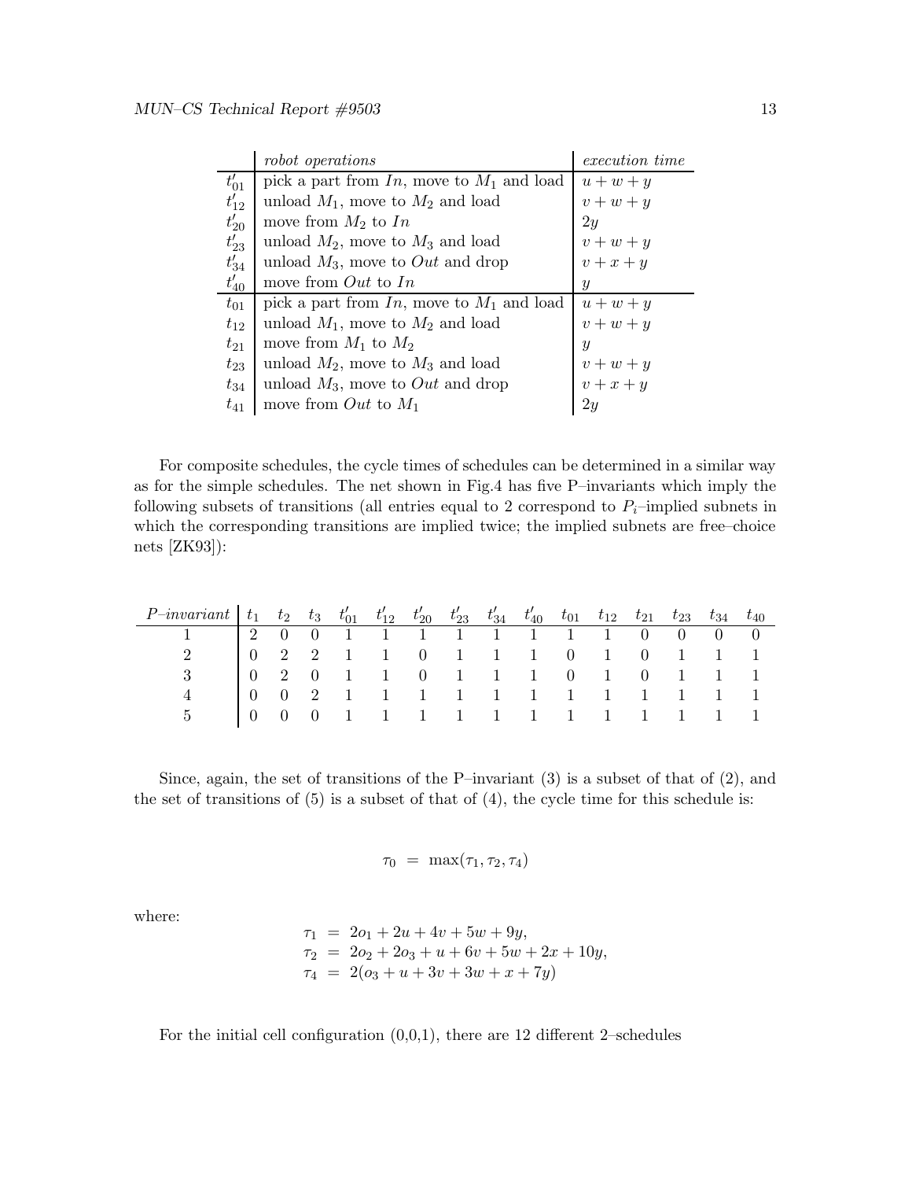| | *robot operations* | *execution time* |
|---|---|---|
| $t'_{01}$ | pick a part from $In$, move to $M_1$ and load | $u+w+y$ |
| $t'_{12}$ | unload $M_1$, move to $M_2$ and load | $v+w+y$ |
| $t'_{20}$ | move from $M_2$ to $In$ | $2y$ |
| $t'_{23}$ | unload $M_2$, move to $M_3$ and load | $v+w+y$ |
| $t'_{34}$ | unload $M_3$, move to $Out$ and drop | $v+x+y$ |
| $t'_{40}$ | move from $Out$ to $In$ | $y$ |
| $t_{01}$ | pick a part from $In$, move to $M_1$ and load | $u+w+y$ |
| $t_{12}$ | unload $M_1$, move to $M_2$ and load | $v+w+y$ |
| $t_{21}$ | move from $M_1$ to $M_2$ | $y$ |
| $t_{23}$ | unload $M_2$, move to $M_3$ and load | $v+w+y$ |
| $t_{34}$ | unload $M_3$, move to $Out$ and drop | $v+x+y$ |
| $t_{41}$ | move from $Out$ to $M_1$ | $2y$ |

For composite schedules, the cycle times of schedules can be determined in a similar way as for the simple schedules. The net shown in Fig.4 has five P–invariants which imply the following subsets of transitions (all entries equal to 2 correspond to $P_i$–implied subnets in which the corresponding transitions are implied twice; the implied subnets are free–choice nets [ZK93]):

| *P–invariant* | $t_1$ | $t_2$ | $t_3$ | $t'_{01}$ | $t'_{12}$ | $t'_{20}$ | $t'_{23}$ | $t'_{34}$ | $t'_{40}$ | $t_{01}$ | $t_{12}$ | $t_{21}$ | $t_{23}$ | $t_{34}$ | $t_{40}$ |
|---|---|---|---|---|---|---|---|---|---|---|---|---|---|---|---|
| 1 | 2 | 0 | 0 | 1 | 1 | 1 | 1 | 1 | 1 | 1 | 1 | 0 | 0 | 0 | 0 |
| 2 | 0 | 2 | 2 | 1 | 1 | 0 | 1 | 1 | 1 | 0 | 1 | 0 | 1 | 1 | 1 |
| 3 | 0 | 2 | 0 | 1 | 1 | 0 | 1 | 1 | 1 | 0 | 1 | 0 | 1 | 1 | 1 |
| 4 | 0 | 0 | 2 | 1 | 1 | 1 | 1 | 1 | 1 | 1 | 1 | 1 | 1 | 1 | 1 |
| 5 | 0 | 0 | 0 | 1 | 1 | 1 | 1 | 1 | 1 | 1 | 1 | 1 | 1 | 1 | 1 |

Since, again, the set of transitions of the P–invariant (3) is a subset of that of (2), and the set of transitions of (5) is a subset of that of (4), the cycle time for this schedule is:

$$\tau_0 \ = \ \max(\tau_1, \tau_2, \tau_4)$$

where:

$$\begin{aligned}
\tau_1 &= 2o_1 + 2u + 4v + 5w + 9y, \\
\tau_2 &= 2o_2 + 2o_3 + u + 6v + 5w + 2x + 10y, \\
\tau_4 &= 2(o_3 + u + 3v + 3w + x + 7y)
\end{aligned}$$

For the initial cell configuration (0,0,1), there are 12 different 2–schedules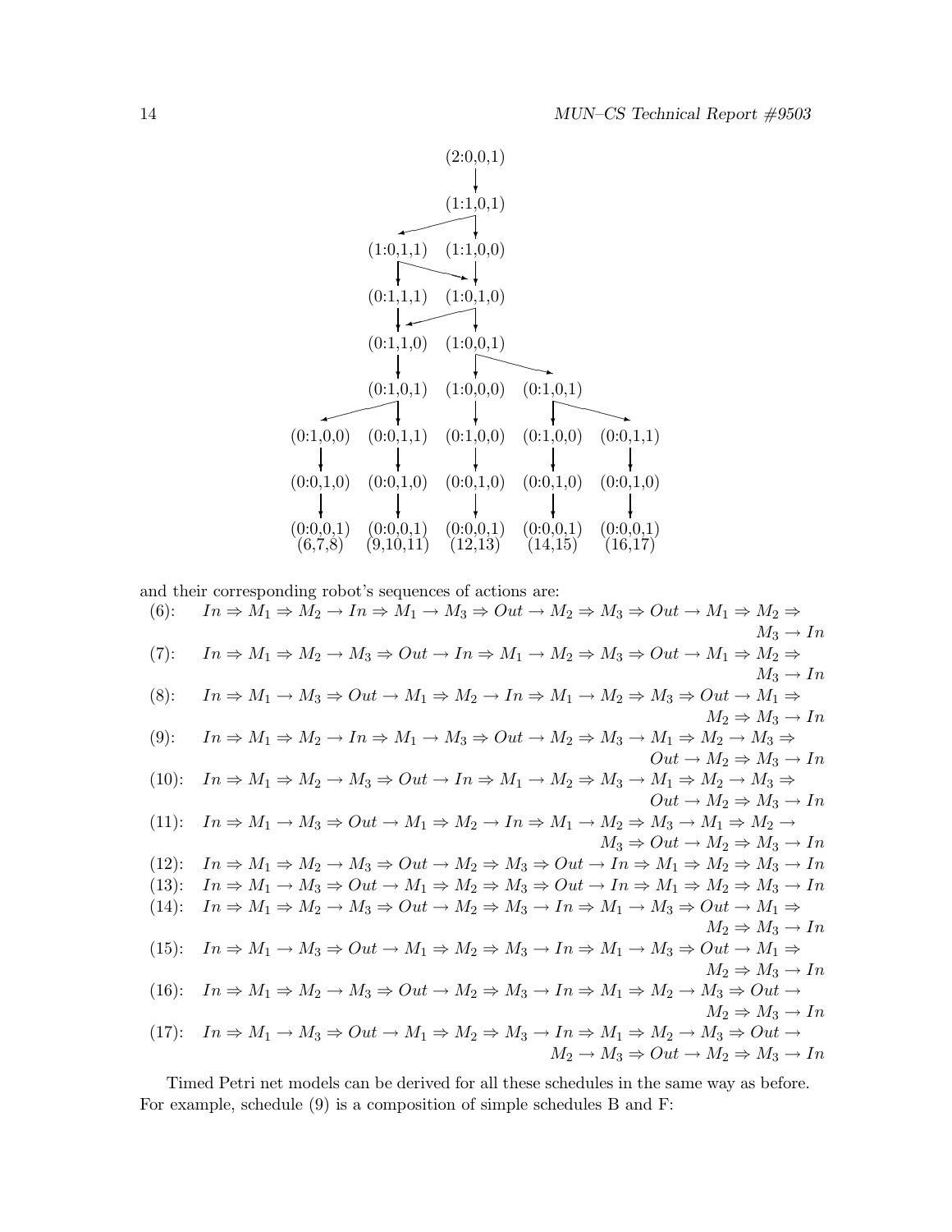```
                         (2:0,0,1)
                             |
                         (1:1,0,1)
                   +---------+
                   |         |
              (1:0,1,1)  (1:1,0,0)
                 |   +-------+
                 |   |       |
              (0:1,1,1)  (1:0,1,0)
                 |  +--------+
                 |  |        |
              (0:1,1,0)  (1:0,0,1)
                 |           +----------+
                 |           |          |
              (0:1,0,1)  (1:0,0,0)  (0:1,0,1)
          +------+           |          +-----------+
          |      |           |          |           |
    (0:1,0,0) (0:0,1,1)  (0:1,0,0)  (0:1,0,0)  (0:0,1,1)
          |      |           |          |           |
    (0:0,1,0) (0:0,1,0)  (0:0,1,0)  (0:0,1,0)  (0:0,1,0)
          |      |           |          |           |
    (0:0,0,1) (0:0,0,1)  (0:0,0,1)  (0:0,0,1)  (0:0,0,1)
     (6,7,8)  (9,10,11)   (12,13)    (14,15)    (16,17)
```

and their corresponding robot's sequences of actions are:

(6): $In \Rightarrow M_1 \Rightarrow M_2 \rightarrow In \Rightarrow M_1 \rightarrow M_3 \Rightarrow Out \rightarrow M_2 \Rightarrow M_3 \Rightarrow Out \rightarrow M_1 \Rightarrow M_2 \Rightarrow M_3 \rightarrow In$

(7): $In \Rightarrow M_1 \Rightarrow M_2 \rightarrow M_3 \Rightarrow Out \rightarrow In \Rightarrow M_1 \rightarrow M_2 \Rightarrow M_3 \Rightarrow Out \rightarrow M_1 \Rightarrow M_2 \Rightarrow M_3 \rightarrow In$

(8): $In \Rightarrow M_1 \rightarrow M_3 \Rightarrow Out \rightarrow M_1 \Rightarrow M_2 \rightarrow In \Rightarrow M_1 \rightarrow M_2 \Rightarrow M_3 \Rightarrow Out \rightarrow M_1 \Rightarrow M_2 \Rightarrow M_3 \rightarrow In$

(9): $In \Rightarrow M_1 \Rightarrow M_2 \rightarrow In \Rightarrow M_1 \rightarrow M_3 \Rightarrow Out \rightarrow M_2 \Rightarrow M_3 \rightarrow M_1 \Rightarrow M_2 \rightarrow M_3 \Rightarrow Out \rightarrow M_2 \Rightarrow M_3 \rightarrow In$

(10): $In \Rightarrow M_1 \Rightarrow M_2 \rightarrow M_3 \Rightarrow Out \rightarrow In \Rightarrow M_1 \rightarrow M_2 \Rightarrow M_3 \rightarrow M_1 \Rightarrow M_2 \rightarrow M_3 \Rightarrow Out \rightarrow M_2 \Rightarrow M_3 \rightarrow In$

(11): $In \Rightarrow M_1 \rightarrow M_3 \Rightarrow Out \rightarrow M_1 \Rightarrow M_2 \rightarrow In \Rightarrow M_1 \rightarrow M_2 \Rightarrow M_3 \rightarrow M_1 \Rightarrow M_2 \rightarrow M_3 \Rightarrow Out \rightarrow M_2 \Rightarrow M_3 \rightarrow In$

(12): $In \Rightarrow M_1 \Rightarrow M_2 \rightarrow M_3 \Rightarrow Out \rightarrow M_2 \Rightarrow M_3 \Rightarrow Out \rightarrow In \Rightarrow M_1 \Rightarrow M_2 \Rightarrow M_3 \rightarrow In$

(13): $In \Rightarrow M_1 \rightarrow M_3 \Rightarrow Out \rightarrow M_1 \Rightarrow M_2 \Rightarrow M_3 \Rightarrow Out \rightarrow In \Rightarrow M_1 \Rightarrow M_2 \Rightarrow M_3 \rightarrow In$

(14): $In \Rightarrow M_1 \Rightarrow M_2 \rightarrow M_3 \Rightarrow Out \rightarrow M_2 \Rightarrow M_3 \rightarrow In \Rightarrow M_1 \rightarrow M_3 \Rightarrow Out \rightarrow M_1 \Rightarrow M_2 \Rightarrow M_3 \rightarrow In$

(15): $In \Rightarrow M_1 \rightarrow M_3 \Rightarrow Out \rightarrow M_1 \Rightarrow M_2 \Rightarrow M_3 \rightarrow In \Rightarrow M_1 \rightarrow M_3 \Rightarrow Out \rightarrow M_1 \Rightarrow M_2 \Rightarrow M_3 \rightarrow In$

(16): $In \Rightarrow M_1 \Rightarrow M_2 \rightarrow M_3 \Rightarrow Out \rightarrow M_2 \Rightarrow M_3 \rightarrow In \Rightarrow M_1 \Rightarrow M_2 \rightarrow M_3 \Rightarrow Out \rightarrow M_2 \Rightarrow M_3 \rightarrow In$

(17): $In \Rightarrow M_1 \rightarrow M_3 \Rightarrow Out \rightarrow M_1 \Rightarrow M_2 \Rightarrow M_3 \rightarrow In \Rightarrow M_1 \Rightarrow M_2 \rightarrow M_3 \Rightarrow Out \rightarrow M_2 \rightarrow M_3 \Rightarrow Out \rightarrow M_2 \Rightarrow M_3 \rightarrow In$

Timed Petri net models can be derived for all these schedules in the same way as before. For example, schedule (9) is a composition of simple schedules B and F: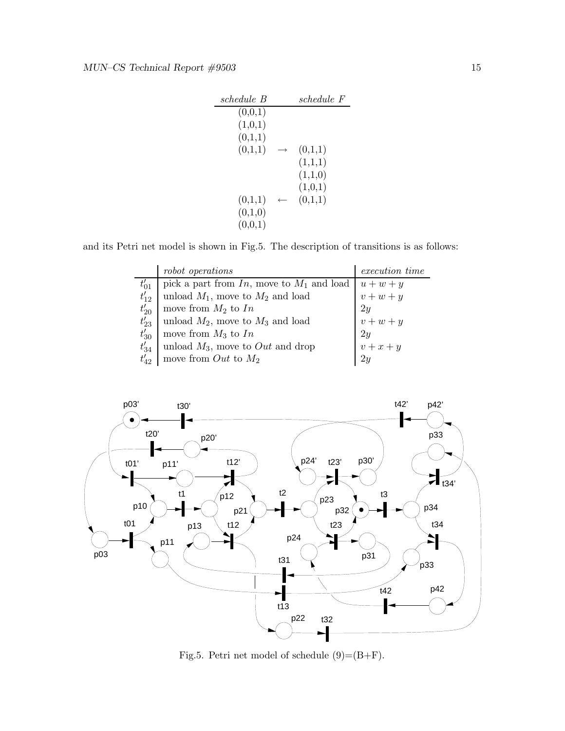| *schedule B* | | *schedule F* |
|---|---|---|
| (0,0,1) | | |
| (1,0,1) | | |
| (0,1,1) | | |
| (0,1,1) | $\rightarrow$ | (0,1,1) |
| | | (1,1,1) |
| | | (1,1,0) |
| | | (1,0,1) |
| (0,1,1) | $\leftarrow$ | (0,1,1) |
| (0,1,0) | | |
| (0,0,1) | | |

and its Petri net model is shown in Fig.5. The description of transitions is as follows:

| | *robot operations* | *execution time* |
|---|---|---|
| $t'_{01}$ | pick a part from $In$, move to $M_1$ and load | $u + w + y$ |
| $t'_{12}$ | unload $M_1$, move to $M_2$ and load | $v + w + y$ |
| $t'_{20}$ | move from $M_2$ to $In$ | $2y$ |
| $t'_{23}$ | unload $M_2$, move to $M_3$ and load | $v + w + y$ |
| $t'_{30}$ | move from $M_3$ to $In$ | $2y$ |
| $t'_{34}$ | unload $M_3$, move to $Out$ and drop | $v + x + y$ |
| $t'_{42}$ | move from $Out$ to $M_2$ | $2y$ |

Fig.5. Petri net model of schedule (9)=(B+F).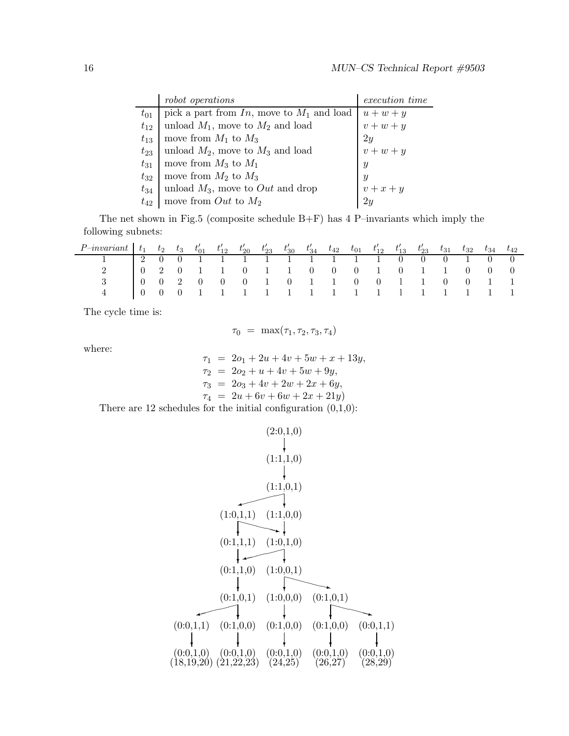| | *robot operations* | *execution time* |
|---|---|---|
| $t_{01}$ | pick a part from *In*, move to $M_1$ and load | $u+w+y$ |
| $t_{12}$ | unload $M_1$, move to $M_2$ and load | $v+w+y$ |
| $t_{13}$ | move from $M_1$ to $M_3$ | $2y$ |
| $t_{23}$ | unload $M_2$, move to $M_3$ and load | $v+w+y$ |
| $t_{31}$ | move from $M_3$ to $M_1$ | $y$ |
| $t_{32}$ | move from $M_2$ to $M_3$ | $y$ |
| $t_{34}$ | unload $M_3$, move to *Out* and drop | $v+x+y$ |
| $t_{42}$ | move from *Out* to $M_2$ | $2y$ |

The net shown in Fig.5 (composite schedule B+F) has 4 P–invariants which imply the following subnets:

| *P–invariant* | $t_1$ | $t_2$ | $t_3$ | $t'_{01}$ | $t'_{12}$ | $t'_{20}$ | $t'_{23}$ | $t'_{30}$ | $t'_{34}$ | $t_{42}$ | $t_{01}$ | $t'_{12}$ | $t'_{13}$ | $t'_{23}$ | $t_{31}$ | $t_{32}$ | $t_{34}$ | $t_{42}$ |
|---|---|---|---|---|---|---|---|---|---|---|---|---|---|---|---|---|---|---|
| 1 | 2 | 0 | 0 | 1 | 1 | 1 | 1 | 1 | 1 | 1 | 1 | 1 | 0 | 0 | 0 | 1 | 0 | 0 |
| 2 | 0 | 2 | 0 | 1 | 1 | 0 | 1 | 1 | 0 | 0 | 0 | 1 | 0 | 1 | 1 | 0 | 0 | 0 |
| 3 | 0 | 0 | 2 | 0 | 0 | 0 | 1 | 0 | 1 | 1 | 0 | 0 | l | 1 | 0 | 0 | 1 | 1 |
| 4 | 0 | 0 | 0 | 1 | 1 | 1 | 1 | 1 | 1 | 1 | 1 | 1 | l | 1 | 1 | 1 | 1 | 1 |

The cycle time is:

$$\tau_0 \;=\; \max(\tau_1, \tau_2, \tau_3, \tau_4)$$

where:

$$\tau_1 \;=\; 2o_1 + 2u + 4v + 5w + x + 13y,$$
$$\tau_2 \;=\; 2o_2 + u + 4v + 5w + 9y,$$
$$\tau_3 \;=\; 2o_3 + 4v + 2w + 2x + 6y,$$
$$\tau_4 \;=\; 2u + 6v + 6w + 2x + 21y)$$

There are 12 schedules for the initial configuration (0,1,0):

```
                         (2:0,1,0)
                             |
                         (1:1,1,0)
                             |
                         (1:1,0,1)
                   /         |
          (1:0,1,1)      (1:1,0,0)
              |      \       |
          (0:1,1,1)      (1:0,1,0)
              |      /       |
          (0:1,1,0)      (1:0,0,1)
              |              |        \
          (0:1,0,1)      (1:0,0,0)    (0:1,0,1)
        /     |              |           |       \
(0:0,1,1) (0:1,0,0)     (0:1,0,0)   (0:1,0,0)  (0:0,1,1)
    |         |              |           |          |
(0:0,1,0) (0:0,1,0)     (0:0,1,0)   (0:0,1,0)  (0:0,1,0)
(18,19,20) (21,22,23)    (24,25)     (26,27)    (28,29)
```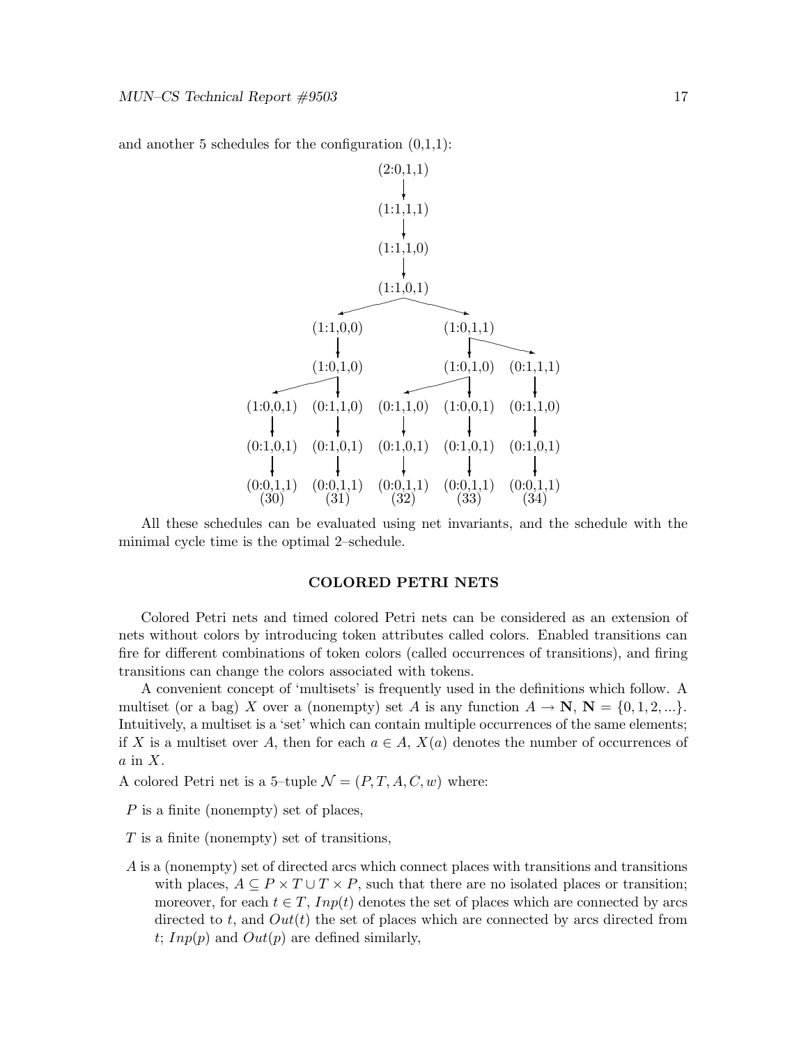and another 5 schedules for the configuration (0,1,1):

```
                      (2:0,1,1)
                          |
                      (1:1,1,1)
                          |
                      (1:1,1,0)
                          |
                      (1:1,0,1)
                    /           \
           (1:1,0,0)             (1:0,1,1)
               |                  |        \
           (1:0,1,0)          (1:0,1,0)   (0:1,1,1)
           /       |          /       |        |
(1:0,0,1) (0:1,1,0) (0:1,1,0) (1:0,0,1) (0:1,1,0)
    |         |         |         |         |
(0:1,0,1) (0:1,0,1) (0:1,0,1) (0:1,0,1) (0:1,0,1)
    |         |         |         |         |
(0:0,1,1) (0:0,1,1) (0:0,1,1) (0:0,1,1) (0:0,1,1)
  (30)      (31)      (32)      (33)      (34)
```

All these schedules can be evaluated using net invariants, and the schedule with the minimal cycle time is the optimal 2–schedule.

## COLORED PETRI NETS

Colored Petri nets and timed colored Petri nets can be considered as an extension of nets without colors by introducing token attributes called colors. Enabled transitions can fire for different combinations of token colors (called occurrences of transitions), and firing transitions can change the colors associated with tokens.

A convenient concept of 'multisets' is frequently used in the definitions which follow. A multiset (or a bag) $X$ over a (nonempty) set $A$ is any function $A \rightarrow \mathbf{N}$, $\mathbf{N} = \{0, 1, 2, ...\}$. Intuitively, a multiset is a 'set' which can contain multiple occurrences of the same elements; if $X$ is a multiset over $A$, then for each $a \in A$, $X(a)$ denotes the number of occurrences of $a$ in $X$.

A colored Petri net is a 5–tuple $\mathcal{N} = (P, T, A, C, w)$ where:

$P$ is a finite (nonempty) set of places,

$T$ is a finite (nonempty) set of transitions,

$A$ is a (nonempty) set of directed arcs which connect places with transitions and transitions with places, $A \subseteq P \times T \cup T \times P$, such that there are no isolated places or transition; moreover, for each $t \in T$, $Inp(t)$ denotes the set of places which are connected by arcs directed to $t$, and $Out(t)$ the set of places which are connected by arcs directed from $t$; $Inp(p)$ and $Out(p)$ are defined similarly,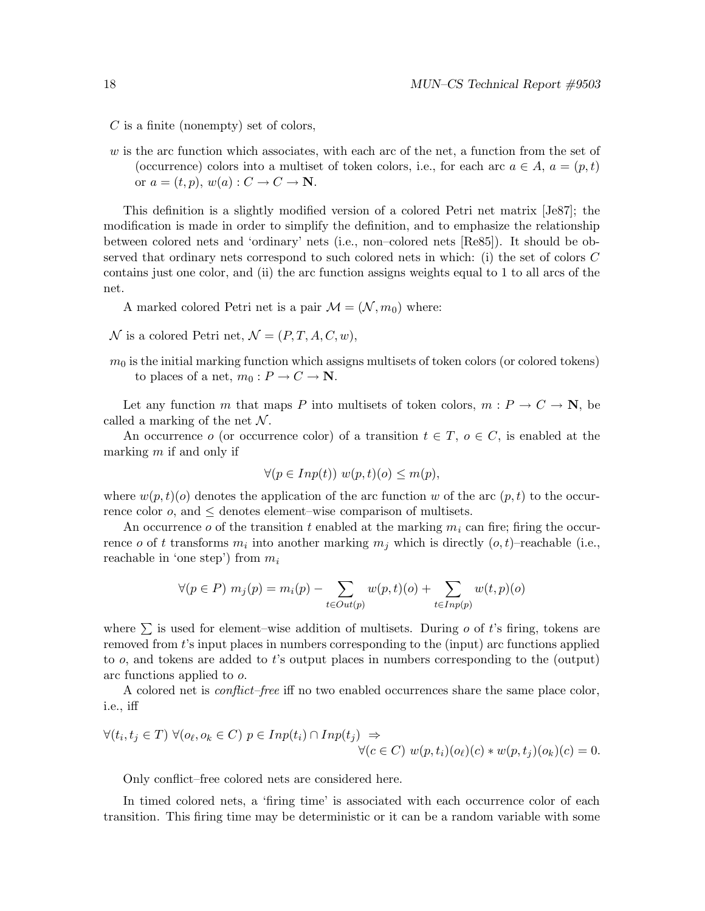$C$ is a finite (nonempty) set of colors,

$w$ is the arc function which associates, with each arc of the net, a function from the set of (occurrence) colors into a multiset of token colors, i.e., for each arc $a \in A$, $a = (p, t)$ or $a = (t, p)$, $w(a) : C \rightarrow C \rightarrow \mathbf{N}$.

This definition is a slightly modified version of a colored Petri net matrix [Je87]; the modification is made in order to simplify the definition, and to emphasize the relationship between colored nets and 'ordinary' nets (i.e., non–colored nets [Re85]). It should be observed that ordinary nets correspond to such colored nets in which: (i) the set of colors $C$ contains just one color, and (ii) the arc function assigns weights equal to 1 to all arcs of the net.

A marked colored Petri net is a pair $\mathcal{M} = (\mathcal{N}, m_0)$ where:

$\mathcal{N}$ is a colored Petri net, $\mathcal{N} = (P, T, A, C, w)$,

$m_0$ is the initial marking function which assigns multisets of token colors (or colored tokens) to places of a net, $m_0 : P \rightarrow C \rightarrow \mathbf{N}$.

Let any function $m$ that maps $P$ into multisets of token colors, $m : P \rightarrow C \rightarrow \mathbf{N}$, be called a marking of the net $\mathcal{N}$.

An occurrence $o$ (or occurrence color) of a transition $t \in T$, $o \in C$, is enabled at the marking $m$ if and only if

$$\forall (p \in Inp(t)) \; w(p, t)(o) \leq m(p),$$

where $w(p, t)(o)$ denotes the application of the arc function $w$ of the arc $(p, t)$ to the occurrence color $o$, and $\leq$ denotes element–wise comparison of multisets.

An occurrence $o$ of the transition $t$ enabled at the marking $m_i$ can fire; firing the occurrence $o$ of $t$ transforms $m_i$ into another marking $m_j$ which is directly $(o, t)$–reachable (i.e., reachable in 'one step') from $m_i$

$$\forall (p \in P) \; m_j(p) = m_i(p) - \sum_{t \in Out(p)} w(p, t)(o) + \sum_{t \in Inp(p)} w(t, p)(o)$$

where $\sum$ is used for element–wise addition of multisets. During $o$ of $t$'s firing, tokens are removed from $t$'s input places in numbers corresponding to the (input) arc functions applied to $o$, and tokens are added to $t$'s output places in numbers corresponding to the (output) arc functions applied to $o$.

A colored net is *conflict–free* iff no two enabled occurrences share the same place color, i.e., iff

$$\forall (t_i, t_j \in T) \; \forall (o_\ell, o_k \in C) \; p \in Inp(t_i) \cap Inp(t_j) \;\Rightarrow \\ \forall (c \in C) \; w(p, t_i)(o_\ell)(c) * w(p, t_j)(o_k)(c) = 0.$$

Only conflict–free colored nets are considered here.

In timed colored nets, a 'firing time' is associated with each occurrence color of each transition. This firing time may be deterministic or it can be a random variable with some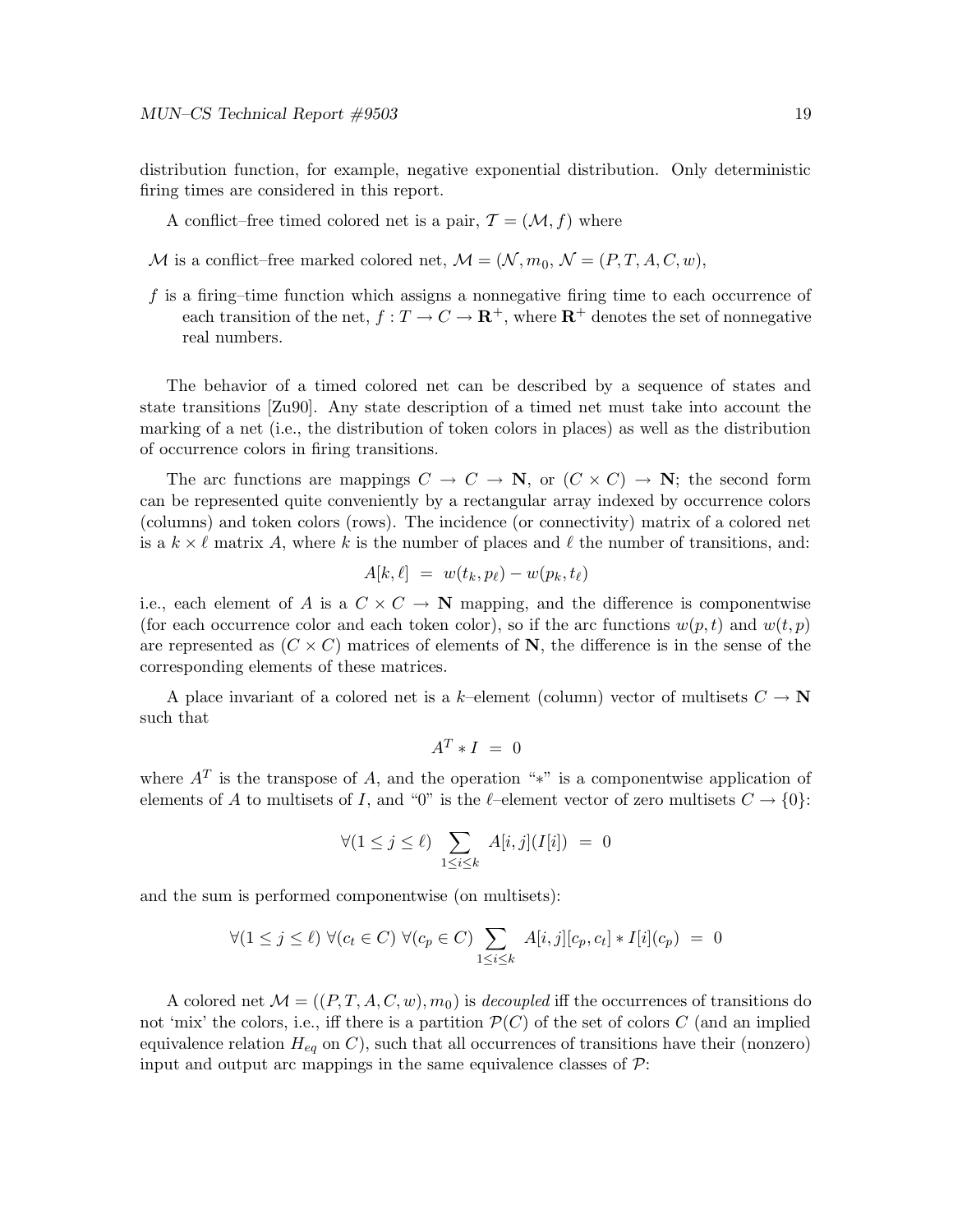distribution function, for example, negative exponential distribution. Only deterministic firing times are considered in this report.

A conflict–free timed colored net is a pair, $\mathcal{T} = (\mathcal{M}, f)$ where

$\mathcal{M}$ is a conflict–free marked colored net, $\mathcal{M} = (\mathcal{N}, m_0, \mathcal{N} = (P, T, A, C, w)$,

$f$ is a firing–time function which assigns a nonnegative firing time to each occurrence of each transition of the net, $f : T \rightarrow C \rightarrow \mathbf{R}^+$, where $\mathbf{R}^+$ denotes the set of nonnegative real numbers.

The behavior of a timed colored net can be described by a sequence of states and state transitions [Zu90]. Any state description of a timed net must take into account the marking of a net (i.e., the distribution of token colors in places) as well as the distribution of occurrence colors in firing transitions.

The arc functions are mappings $C \rightarrow C \rightarrow \mathbf{N}$, or $(C \times C) \rightarrow \mathbf{N}$; the second form can be represented quite conveniently by a rectangular array indexed by occurrence colors (columns) and token colors (rows). The incidence (or connectivity) matrix of a colored net is a $k \times \ell$ matrix $A$, where $k$ is the number of places and $\ell$ the number of transitions, and:

$$A[k, \ell] \ = \ w(t_k, p_\ell) - w(p_k, t_\ell)$$

i.e., each element of $A$ is a $C \times C \rightarrow \mathbf{N}$ mapping, and the difference is componentwise (for each occurrence color and each token color), so if the arc functions $w(p,t)$ and $w(t,p)$ are represented as $(C \times C)$ matrices of elements of $\mathbf{N}$, the difference is in the sense of the corresponding elements of these matrices.

A place invariant of a colored net is a $k$–element (column) vector of multisets $C \rightarrow \mathbf{N}$ such that

$$A^T * I \ = \ 0$$

where $A^T$ is the transpose of $A$, and the operation "$*$" is a componentwise application of elements of $A$ to multisets of $I$, and "0" is the $\ell$–element vector of zero multisets $C \rightarrow \{0\}$:

$$\forall (1 \leq j \leq \ell) \sum_{1 \leq i \leq k} A[i,j](I[i]) \ = \ 0$$

and the sum is performed componentwise (on multisets):

$$\forall (1 \leq j \leq \ell) \ \forall (c_t \in C) \ \forall (c_p \in C) \sum_{1 \leq i \leq k} A[i,j][c_p, c_t] * I[i](c_p) \ = \ 0$$

A colored net $\mathcal{M} = ((P, T, A, C, w), m_0)$ is *decoupled* iff the occurrences of transitions do not 'mix' the colors, i.e., iff there is a partition $\mathcal{P}(C)$ of the set of colors $C$ (and an implied equivalence relation $H_{eq}$ on $C$), such that all occurrences of transitions have their (nonzero) input and output arc mappings in the same equivalence classes of $\mathcal{P}$: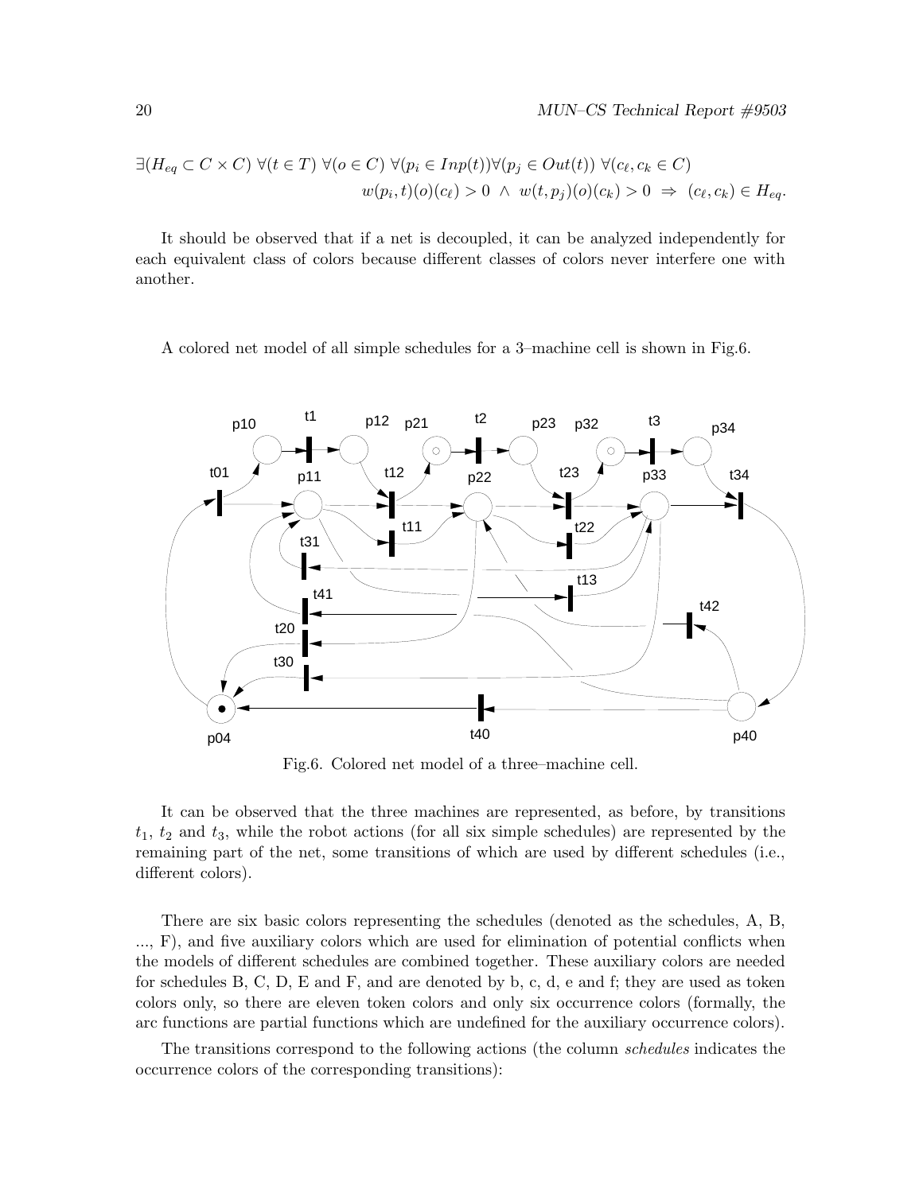$$\exists (H_{eq} \subset C \times C)\ \forall (t \in T)\ \forall (o \in C)\ \forall (p_i \in Inp(t)) \forall (p_j \in Out(t))\ \forall (c_\ell, c_k \in C)$$
$$w(p_i, t)(o)(c_\ell) > 0\ \wedge\ w(t, p_j)(o)(c_k) > 0\ \Rightarrow\ (c_\ell, c_k) \in H_{eq}.$$

It should be observed that if a net is decoupled, it can be analyzed independently for each equivalent class of colors because different classes of colors never interfere one with another.

A colored net model of all simple schedules for a 3–machine cell is shown in Fig.6.

Fig.6. Colored net model of a three–machine cell.

It can be observed that the three machines are represented, as before, by transitions $t_1$, $t_2$ and $t_3$, while the robot actions (for all six simple schedules) are represented by the remaining part of the net, some transitions of which are used by different schedules (i.e., different colors).

There are six basic colors representing the schedules (denoted as the schedules, A, B, ..., F), and five auxiliary colors which are used for elimination of potential conflicts when the models of different schedules are combined together. These auxiliary colors are needed for schedules B, C, D, E and F, and are denoted by b, c, d, e and f; they are used as token colors only, so there are eleven token colors and only six occurrence colors (formally, the arc functions are partial functions which are undefined for the auxiliary occurrence colors).

The transitions correspond to the following actions (the column *schedules* indicates the occurrence colors of the corresponding transitions):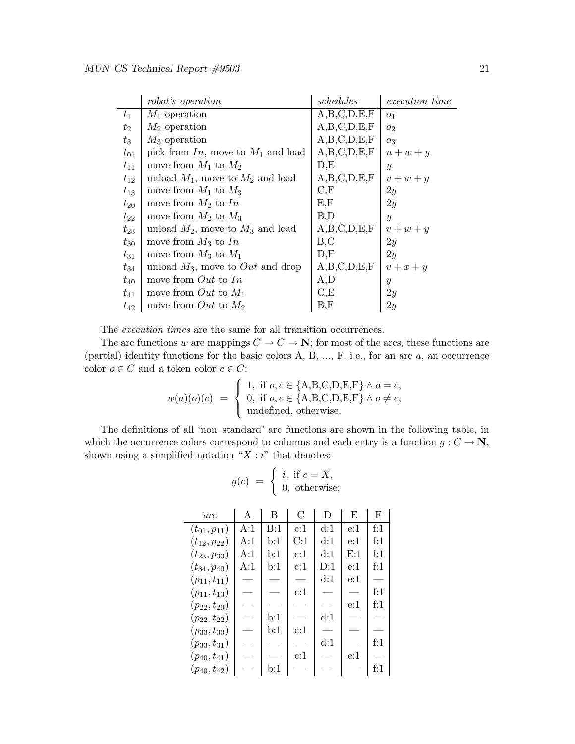|  | *robot's operation* | *schedules* | *execution time* |
|---|---|---|---|
| $t_1$ | $M_1$ operation | A,B,C,D,E,F | $o_1$ |
| $t_2$ | $M_2$ operation | A,B,C,D,E,F | $o_2$ |
| $t_3$ | $M_3$ operation | A,B,C,D,E,F | $o_3$ |
| $t_{01}$ | pick from $In$, move to $M_1$ and load | A,B,C,D,E,F | $u+w+y$ |
| $t_{11}$ | move from $M_1$ to $M_2$ | D,E | $y$ |
| $t_{12}$ | unload $M_1$, move to $M_2$ and load | A,B,C,D,E,F | $v+w+y$ |
| $t_{13}$ | move from $M_1$ to $M_3$ | C,F | $2y$ |
| $t_{20}$ | move from $M_2$ to $In$ | E,F | $2y$ |
| $t_{22}$ | move from $M_2$ to $M_3$ | B,D | $y$ |
| $t_{23}$ | unload $M_2$, move to $M_3$ and load | A,B,C,D,E,F | $v+w+y$ |
| $t_{30}$ | move from $M_3$ to $In$ | B,C | $2y$ |
| $t_{31}$ | move from $M_3$ to $M_1$ | D,F | $2y$ |
| $t_{34}$ | unload $M_3$, move to $Out$ and drop | A,B,C,D,E,F | $v+x+y$ |
| $t_{40}$ | move from $Out$ to $In$ | A,D | $y$ |
| $t_{41}$ | move from $Out$ to $M_1$ | C,E | $2y$ |
| $t_{42}$ | move from $Out$ to $M_2$ | B,F | $2y$ |

The *execution times* are the same for all transition occurrences.

The arc functions $w$ are mappings $C \rightarrow C \rightarrow \mathbf{N}$; for most of the arcs, these functions are (partial) identity functions for the basic colors A, B, ..., F, i.e., for an arc $a$, an occurrence color $o \in C$ and a token color $c \in C$:

$$w(a)(o)(c) \;=\; \begin{cases} 1, \text{ if } o, c \in \{\text{A,B,C,D,E,F}\} \wedge o = c, \\ 0, \text{ if } o, c \in \{\text{A,B,C,D,E,F}\} \wedge o \neq c, \\ \text{undefined, otherwise.} \end{cases}$$

The definitions of all 'non–standard' arc functions are shown in the following table, in which the occurrence colors correspond to columns and each entry is a function $g : C \rightarrow \mathbf{N}$, shown using a simplified notation "$X : i$" that denotes:

$$g(c) \;=\; \begin{cases} i, \text{ if } c = X, \\ 0, \text{ otherwise;} \end{cases}$$

| *arc* | A | B | C | D | E | F |
|---|---|---|---|---|---|---|
| $(t_{01}, p_{11})$ | A:1 | B:1 | c:1 | d:1 | e:1 | f:1 |
| $(t_{12}, p_{22})$ | A:1 | b:1 | C:1 | d:1 | e:1 | f:1 |
| $(t_{23}, p_{33})$ | A:1 | b:1 | c:1 | d:1 | E:1 | f:1 |
| $(t_{34}, p_{40})$ | A:1 | b:1 | c:1 | D:1 | e:1 | f:1 |
| $(p_{11}, t_{11})$ | — | — | — | d:1 | e:1 | — |
| $(p_{11}, t_{13})$ | — | — | c:1 | — | — | f:1 |
| $(p_{22}, t_{20})$ | — | — | — | — | e:1 | f:1 |
| $(p_{22}, t_{22})$ | — | b:1 | — | d:1 | — | — |
| $(p_{33}, t_{30})$ | — | b:1 | c:1 | — | — | — |
| $(p_{33}, t_{31})$ | — | — | — | d:1 | — | f:1 |
| $(p_{40}, t_{41})$ | — | — | c:1 | — | e:1 | — |
| $(p_{40}, t_{42})$ | — | b:1 | — | — | — | f:1 |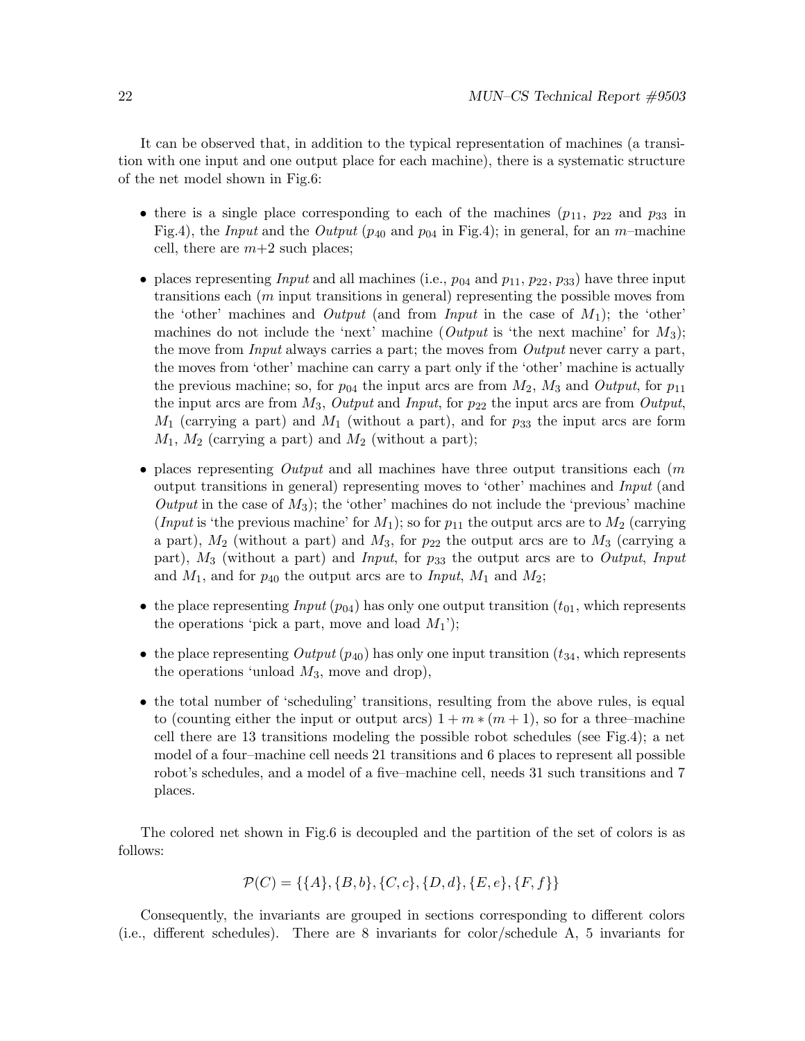It can be observed that, in addition to the typical representation of machines (a transition with one input and one output place for each machine), there is a systematic structure of the net model shown in Fig.6:

- there is a single place corresponding to each of the machines ($p_{11}$, $p_{22}$ and $p_{33}$ in Fig.4), the *Input* and the *Output* ($p_{40}$ and $p_{04}$ in Fig.4); in general, for an $m$–machine cell, there are $m$+2 such places;
- places representing *Input* and all machines (i.e., $p_{04}$ and $p_{11}$, $p_{22}$, $p_{33}$) have three input transitions each ($m$ input transitions in general) representing the possible moves from the 'other' machines and *Output* (and from *Input* in the case of $M_1$); the 'other' machines do not include the 'next' machine (*Output* is 'the next machine' for $M_3$); the move from *Input* always carries a part; the moves from *Output* never carry a part, the moves from 'other' machine can carry a part only if the 'other' machine is actually the previous machine; so, for $p_{04}$ the input arcs are from $M_2$, $M_3$ and *Output*, for $p_{11}$ the input arcs are from $M_3$, *Output* and *Input*, for $p_{22}$ the input arcs are from *Output*, $M_1$ (carrying a part) and $M_1$ (without a part), and for $p_{33}$ the input arcs are form $M_1$, $M_2$ (carrying a part) and $M_2$ (without a part);
- places representing *Output* and all machines have three output transitions each ($m$ output transitions in general) representing moves to 'other' machines and *Input* (and *Output* in the case of $M_3$); the 'other' machines do not include the 'previous' machine (*Input* is 'the previous machine' for $M_1$); so for $p_{11}$ the output arcs are to $M_2$ (carrying a part), $M_2$ (without a part) and $M_3$, for $p_{22}$ the output arcs are to $M_3$ (carrying a part), $M_3$ (without a part) and *Input*, for $p_{33}$ the output arcs are to *Output*, *Input* and $M_1$, and for $p_{40}$ the output arcs are to *Input*, $M_1$ and $M_2$;
- the place representing *Input* ($p_{04}$) has only one output transition ($t_{01}$, which represents the operations 'pick a part, move and load $M_1$');
- the place representing *Output* ($p_{40}$) has only one input transition ($t_{34}$, which represents the operations 'unload $M_3$, move and drop),
- the total number of 'scheduling' transitions, resulting from the above rules, is equal to (counting either the input or output arcs) $1 + m * (m + 1)$, so for a three–machine cell there are 13 transitions modeling the possible robot schedules (see Fig.4); a net model of a four–machine cell needs 21 transitions and 6 places to represent all possible robot's schedules, and a model of a five–machine cell, needs 31 such transitions and 7 places.

The colored net shown in Fig.6 is decoupled and the partition of the set of colors is as follows:

$$\mathcal{P}(C) = \{\{A\}, \{B, b\}, \{C, c\}, \{D, d\}, \{E, e\}, \{F, f\}\}$$

Consequently, the invariants are grouped in sections corresponding to different colors (i.e., different schedules). There are 8 invariants for color/schedule A, 5 invariants for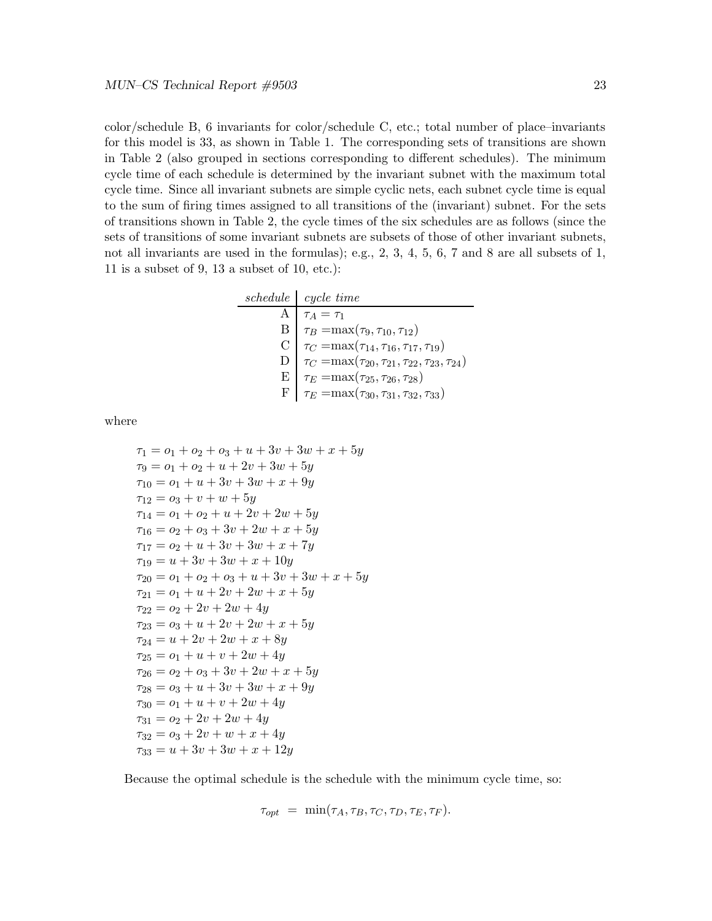color/schedule B, 6 invariants for color/schedule C, etc.; total number of place–invariants for this model is 33, as shown in Table 1. The corresponding sets of transitions are shown in Table 2 (also grouped in sections corresponding to different schedules). The minimum cycle time of each schedule is determined by the invariant subnet with the maximum total cycle time. Since all invariant subnets are simple cyclic nets, each subnet cycle time is equal to the sum of firing times assigned to all transitions of the (invariant) subnet. For the sets of transitions shown in Table 2, the cycle times of the six schedules are as follows (since the sets of transitions of some invariant subnets are subsets of those of other invariant subnets, not all invariants are used in the formulas); e.g., 2, 3, 4, 5, 6, 7 and 8 are all subsets of 1, 11 is a subset of 9, 13 a subset of 10, etc.):

| *schedule* | *cycle time* |
|---|---|
| A | $\tau_A = \tau_1$ |
| B | $\tau_B = \max(\tau_9, \tau_{10}, \tau_{12})$ |
| C | $\tau_C = \max(\tau_{14}, \tau_{16}, \tau_{17}, \tau_{19})$ |
| D | $\tau_C = \max(\tau_{20}, \tau_{21}, \tau_{22}, \tau_{23}, \tau_{24})$ |
| E | $\tau_E = \max(\tau_{25}, \tau_{26}, \tau_{28})$ |
| F | $\tau_E = \max(\tau_{30}, \tau_{31}, \tau_{32}, \tau_{33})$ |

where

$$\tau_1 = o_1 + o_2 + o_3 + u + 3v + 3w + x + 5y$$
$$\tau_9 = o_1 + o_2 + u + 2v + 3w + 5y$$
$$\tau_{10} = o_1 + u + 3v + 3w + x + 9y$$
$$\tau_{12} = o_3 + v + w + 5y$$
$$\tau_{14} = o_1 + o_2 + u + 2v + 2w + 5y$$
$$\tau_{16} = o_2 + o_3 + 3v + 2w + x + 5y$$
$$\tau_{17} = o_2 + u + 3v + 3w + x + 7y$$
$$\tau_{19} = u + 3v + 3w + x + 10y$$
$$\tau_{20} = o_1 + o_2 + o_3 + u + 3v + 3w + x + 5y$$
$$\tau_{21} = o_1 + u + 2v + 2w + x + 5y$$
$$\tau_{22} = o_2 + 2v + 2w + 4y$$
$$\tau_{23} = o_3 + u + 2v + 2w + x + 5y$$
$$\tau_{24} = u + 2v + 2w + x + 8y$$
$$\tau_{25} = o_1 + u + v + 2w + 4y$$
$$\tau_{26} = o_2 + o_3 + 3v + 2w + x + 5y$$
$$\tau_{28} = o_3 + u + 3v + 3w + x + 9y$$
$$\tau_{30} = o_1 + u + v + 2w + 4y$$
$$\tau_{31} = o_2 + 2v + 2w + 4y$$
$$\tau_{32} = o_3 + 2v + w + x + 4y$$
$$\tau_{33} = u + 3v + 3w + x + 12y$$

Because the optimal schedule is the schedule with the minimum cycle time, so:

$$\tau_{opt} = \min(\tau_A, \tau_B, \tau_C, \tau_D, \tau_E, \tau_F).$$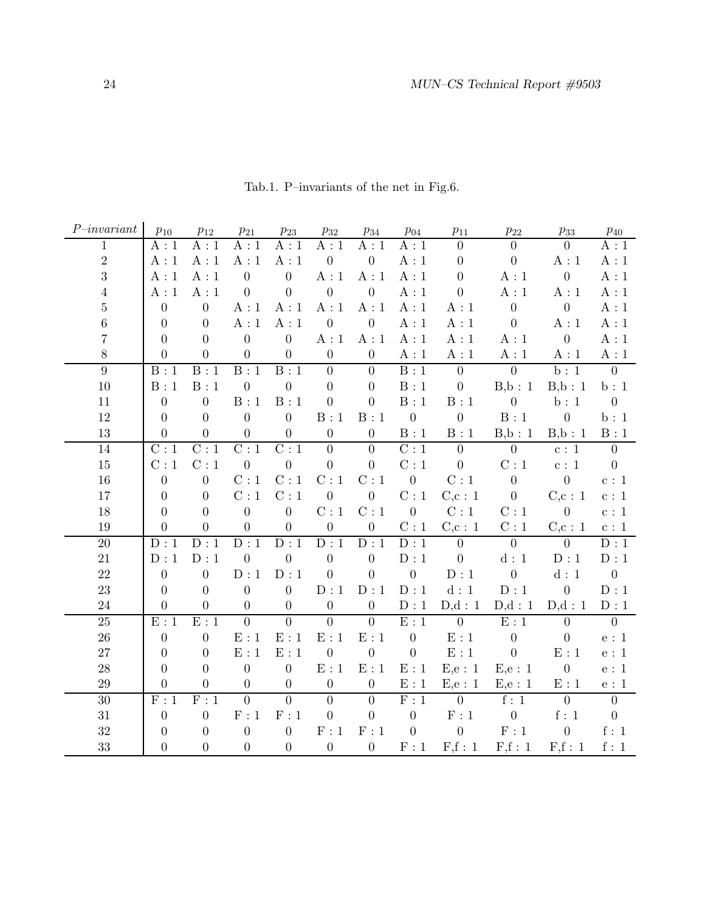Tab.1. P–invariants of the net in Fig.6.

| *P–invariant* | $p_{10}$ | $p_{12}$ | $p_{21}$ | $p_{23}$ | $p_{32}$ | $p_{34}$ | $p_{04}$ | $p_{11}$ | $p_{22}$ | $p_{33}$ | $p_{40}$ |
|---|---|---|---|---|---|---|---|---|---|---|---|
| 1 | A : 1 | A : 1 | A : 1 | A : 1 | A : 1 | A : 1 | A : 1 | 0 | 0 | 0 | A : 1 |
| 2 | A : 1 | A : 1 | A : 1 | A : 1 | 0 | 0 | A : 1 | 0 | 0 | A : 1 | A : 1 |
| 3 | A : 1 | A : 1 | 0 | 0 | A : 1 | A : 1 | A : 1 | 0 | A : 1 | 0 | A : 1 |
| 4 | A : 1 | A : 1 | 0 | 0 | 0 | 0 | A : 1 | 0 | A : 1 | A : 1 | A : 1 |
| 5 | 0 | 0 | A : 1 | A : 1 | A : 1 | A : 1 | A : 1 | A : 1 | 0 | 0 | A : 1 |
| 6 | 0 | 0 | A : 1 | A : 1 | 0 | 0 | A : 1 | A : 1 | 0 | A : 1 | A : 1 |
| 7 | 0 | 0 | 0 | 0 | A : 1 | A : 1 | A : 1 | A : 1 | A : 1 | 0 | A : 1 |
| 8 | 0 | 0 | 0 | 0 | 0 | 0 | A : 1 | A : 1 | A : 1 | A : 1 | A : 1 |
| 9 | B : 1 | B : 1 | B : 1 | B : 1 | 0 | 0 | B : 1 | 0 | 0 | b : 1 | 0 |
| 10 | B : 1 | B : 1 | 0 | 0 | 0 | 0 | B : 1 | 0 | B,b : 1 | B,b : 1 | b : 1 |
| 11 | 0 | 0 | B : 1 | B : 1 | 0 | 0 | B : 1 | B : 1 | 0 | b : 1 | 0 |
| 12 | 0 | 0 | 0 | 0 | B : 1 | B : 1 | 0 | 0 | B : 1 | 0 | b : 1 |
| 13 | 0 | 0 | 0 | 0 | 0 | 0 | B : 1 | B : 1 | B,b : 1 | B,b : 1 | B : 1 |
| 14 | C : 1 | C : 1 | C : 1 | C : 1 | 0 | 0 | C : 1 | 0 | 0 | c : 1 | 0 |
| 15 | C : 1 | C : 1 | 0 | 0 | 0 | 0 | C : 1 | 0 | C : 1 | c : 1 | 0 |
| 16 | 0 | 0 | C : 1 | C : 1 | C : 1 | C : 1 | 0 | C : 1 | 0 | 0 | c : 1 |
| 17 | 0 | 0 | C : 1 | C : 1 | 0 | 0 | C : 1 | C,c : 1 | 0 | C,c : 1 | c : 1 |
| 18 | 0 | 0 | 0 | 0 | C : 1 | C : 1 | 0 | C : 1 | C : 1 | 0 | c : 1 |
| 19 | 0 | 0 | 0 | 0 | 0 | 0 | C : 1 | C,c : 1 | C : 1 | C,c : 1 | c : 1 |
| 20 | D : 1 | D : 1 | D : 1 | D : 1 | D : 1 | D : 1 | D : 1 | 0 | 0 | 0 | D : 1 |
| 21 | D : 1 | D : 1 | 0 | 0 | 0 | 0 | D : 1 | 0 | d : 1 | D : 1 | D : 1 |
| 22 | 0 | 0 | D : 1 | D : 1 | 0 | 0 | 0 | D : 1 | 0 | d : 1 | 0 |
| 23 | 0 | 0 | 0 | 0 | D : 1 | D : 1 | D : 1 | d : 1 | D : 1 | 0 | D : 1 |
| 24 | 0 | 0 | 0 | 0 | 0 | 0 | D : 1 | D,d : 1 | D,d : 1 | D,d : 1 | D : 1 |
| 25 | E : 1 | E : 1 | 0 | 0 | 0 | 0 | E : 1 | 0 | E : 1 | 0 | 0 |
| 26 | 0 | 0 | E : 1 | E : 1 | E : 1 | E : 1 | 0 | E : 1 | 0 | 0 | e : 1 |
| 27 | 0 | 0 | E : 1 | E : 1 | 0 | 0 | 0 | E : 1 | 0 | E : 1 | e : 1 |
| 28 | 0 | 0 | 0 | 0 | E : 1 | E : 1 | E : 1 | E,e : 1 | E,e : 1 | 0 | e : 1 |
| 29 | 0 | 0 | 0 | 0 | 0 | 0 | E : 1 | E,e : 1 | E,e : 1 | E : 1 | e : 1 |
| 30 | F : 1 | F : 1 | 0 | 0 | 0 | 0 | F : 1 | 0 | f : 1 | 0 | 0 |
| 31 | 0 | 0 | F : 1 | F : 1 | 0 | 0 | 0 | F : 1 | 0 | f : 1 | 0 |
| 32 | 0 | 0 | 0 | 0 | F : 1 | F : 1 | 0 | 0 | F : 1 | 0 | f : 1 |
| 33 | 0 | 0 | 0 | 0 | 0 | 0 | F : 1 | F,f : 1 | F,f : 1 | F,f : 1 | f : 1 |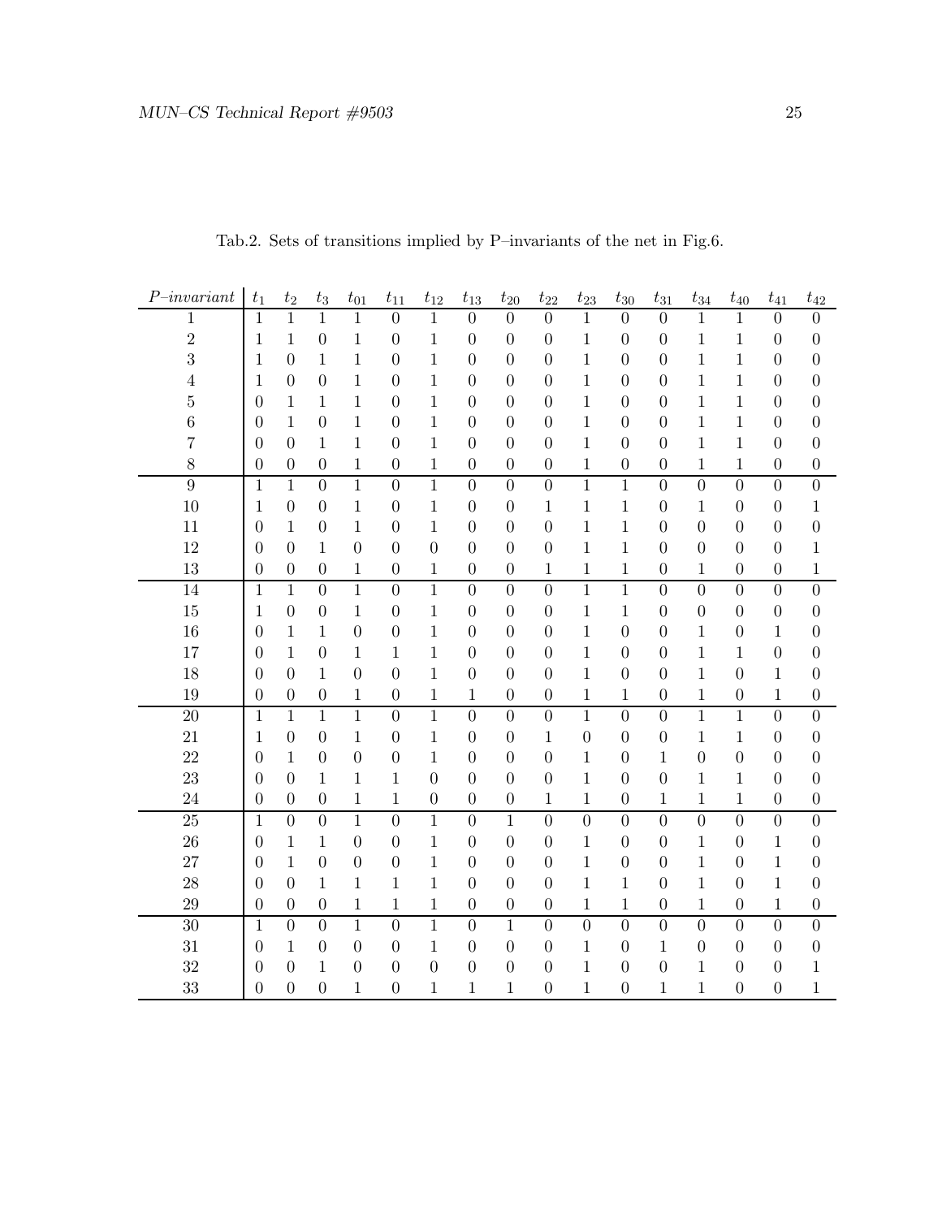Tab.2. Sets of transitions implied by P–invariants of the net in Fig.6.

| *P–invariant* | $t_1$ | $t_2$ | $t_3$ | $t_{01}$ | $t_{11}$ | $t_{12}$ | $t_{13}$ | $t_{20}$ | $t_{22}$ | $t_{23}$ | $t_{30}$ | $t_{31}$ | $t_{34}$ | $t_{40}$ | $t_{41}$ | $t_{42}$ |
|---|---|---|---|---|---|---|---|---|---|---|---|---|---|---|---|---|
| 1 | 1 | 1 | 1 | 1 | 0 | 1 | 0 | 0 | 0 | 1 | 0 | 0 | 1 | 1 | 0 | 0 |
| 2 | 1 | 1 | 0 | 1 | 0 | 1 | 0 | 0 | 0 | 1 | 0 | 0 | 1 | 1 | 0 | 0 |
| 3 | 1 | 0 | 1 | 1 | 0 | 1 | 0 | 0 | 0 | 1 | 0 | 0 | 1 | 1 | 0 | 0 |
| 4 | 1 | 0 | 0 | 1 | 0 | 1 | 0 | 0 | 0 | 1 | 0 | 0 | 1 | 1 | 0 | 0 |
| 5 | 0 | 1 | 1 | 1 | 0 | 1 | 0 | 0 | 0 | 1 | 0 | 0 | 1 | 1 | 0 | 0 |
| 6 | 0 | 1 | 0 | 1 | 0 | 1 | 0 | 0 | 0 | 1 | 0 | 0 | 1 | 1 | 0 | 0 |
| 7 | 0 | 0 | 1 | 1 | 0 | 1 | 0 | 0 | 0 | 1 | 0 | 0 | 1 | 1 | 0 | 0 |
| 8 | 0 | 0 | 0 | 1 | 0 | 1 | 0 | 0 | 0 | 1 | 0 | 0 | 1 | 1 | 0 | 0 |
| 9 | 1 | 1 | 0 | 1 | 0 | 1 | 0 | 0 | 0 | 1 | 1 | 0 | 0 | 0 | 0 | 0 |
| 10 | 1 | 0 | 0 | 1 | 0 | 1 | 0 | 0 | 1 | 1 | 1 | 0 | 1 | 0 | 0 | 1 |
| 11 | 0 | 1 | 0 | 1 | 0 | 1 | 0 | 0 | 0 | 1 | 1 | 0 | 0 | 0 | 0 | 0 |
| 12 | 0 | 0 | 1 | 0 | 0 | 0 | 0 | 0 | 0 | 1 | 1 | 0 | 0 | 0 | 0 | 1 |
| 13 | 0 | 0 | 0 | 1 | 0 | 1 | 0 | 0 | 1 | 1 | 1 | 0 | 1 | 0 | 0 | 1 |
| 14 | 1 | 1 | 0 | 1 | 0 | 1 | 0 | 0 | 0 | 1 | 1 | 0 | 0 | 0 | 0 | 0 |
| 15 | 1 | 0 | 0 | 1 | 0 | 1 | 0 | 0 | 0 | 1 | 1 | 0 | 0 | 0 | 0 | 0 |
| 16 | 0 | 1 | 1 | 0 | 0 | 1 | 0 | 0 | 0 | 1 | 0 | 0 | 1 | 0 | 1 | 0 |
| 17 | 0 | 1 | 0 | 1 | 1 | 1 | 0 | 0 | 0 | 1 | 0 | 0 | 1 | 1 | 0 | 0 |
| 18 | 0 | 0 | 1 | 0 | 0 | 1 | 0 | 0 | 0 | 1 | 0 | 0 | 1 | 0 | 1 | 0 |
| 19 | 0 | 0 | 0 | 1 | 0 | 1 | 1 | 0 | 0 | 1 | 1 | 0 | 1 | 0 | 1 | 0 |
| 20 | 1 | 1 | 1 | 1 | 0 | 1 | 0 | 0 | 0 | 1 | 0 | 0 | 1 | 1 | 0 | 0 |
| 21 | 1 | 0 | 0 | 1 | 0 | 1 | 0 | 0 | 1 | 0 | 0 | 0 | 1 | 1 | 0 | 0 |
| 22 | 0 | 1 | 0 | 0 | 0 | 1 | 0 | 0 | 0 | 1 | 0 | 1 | 0 | 0 | 0 | 0 |
| 23 | 0 | 0 | 1 | 1 | 1 | 0 | 0 | 0 | 0 | 1 | 0 | 0 | 1 | 1 | 0 | 0 |
| 24 | 0 | 0 | 0 | 1 | 1 | 0 | 0 | 0 | 1 | 1 | 0 | 1 | 1 | 1 | 0 | 0 |
| 25 | 1 | 0 | 0 | 1 | 0 | 1 | 0 | 1 | 0 | 0 | 0 | 0 | 0 | 0 | 0 | 0 |
| 26 | 0 | 1 | 1 | 0 | 0 | 1 | 0 | 0 | 0 | 1 | 0 | 0 | 1 | 0 | 1 | 0 |
| 27 | 0 | 1 | 0 | 0 | 0 | 1 | 0 | 0 | 0 | 1 | 0 | 0 | 1 | 0 | 1 | 0 |
| 28 | 0 | 0 | 1 | 1 | 1 | 1 | 0 | 0 | 0 | 1 | 1 | 0 | 1 | 0 | 1 | 0 |
| 29 | 0 | 0 | 0 | 1 | 1 | 1 | 0 | 0 | 0 | 1 | 1 | 0 | 1 | 0 | 1 | 0 |
| 30 | 1 | 0 | 0 | 1 | 0 | 1 | 0 | 1 | 0 | 0 | 0 | 0 | 0 | 0 | 0 | 0 |
| 31 | 0 | 1 | 0 | 0 | 0 | 1 | 0 | 0 | 0 | 1 | 0 | 1 | 0 | 0 | 0 | 0 |
| 32 | 0 | 0 | 1 | 0 | 0 | 0 | 0 | 0 | 0 | 1 | 0 | 0 | 1 | 0 | 0 | 1 |
| 33 | 0 | 0 | 0 | 1 | 0 | 1 | 1 | 1 | 0 | 1 | 0 | 1 | 1 | 0 | 0 | 1 |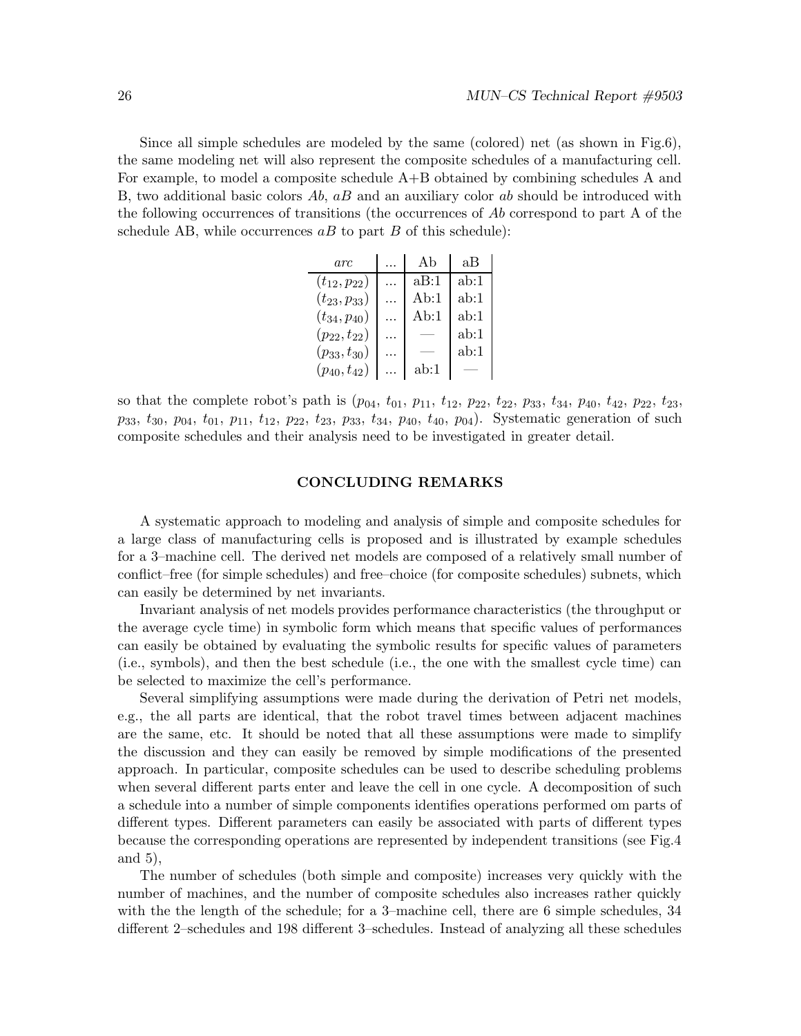Since all simple schedules are modeled by the same (colored) net (as shown in Fig.6), the same modeling net will also represent the composite schedules of a manufacturing cell. For example, to model a composite schedule A+B obtained by combining schedules A and B, two additional basic colors *Ab*, *aB* and an auxiliary color *ab* should be introduced with the following occurrences of transitions (the occurrences of *Ab* correspond to part A of the schedule AB, while occurrences *aB* to part *B* of this schedule):

| *arc* | ... | Ab | aB |
|---|---|---|---|
| $(t_{12}, p_{22})$ | ... | aB:1 | ab:1 |
| $(t_{23}, p_{33})$ | ... | Ab:1 | ab:1 |
| $(t_{34}, p_{40})$ | ... | Ab:1 | ab:1 |
| $(p_{22}, t_{22})$ | ... | — | ab:1 |
| $(p_{33}, t_{30})$ | ... | — | ab:1 |
| $(p_{40}, t_{42})$ | ... | ab:1 | — |

so that the complete robot's path is ($p_{04}$, $t_{01}$, $p_{11}$, $t_{12}$, $p_{22}$, $t_{22}$, $p_{33}$, $t_{34}$, $p_{40}$, $t_{42}$, $p_{22}$, $t_{23}$, $p_{33}$, $t_{30}$, $p_{04}$, $t_{01}$, $p_{11}$, $t_{12}$, $p_{22}$, $t_{23}$, $p_{33}$, $t_{34}$, $p_{40}$, $t_{40}$, $p_{04}$). Systematic generation of such composite schedules and their analysis need to be investigated in greater detail.

## CONCLUDING REMARKS

A systematic approach to modeling and analysis of simple and composite schedules for a large class of manufacturing cells is proposed and is illustrated by example schedules for a 3–machine cell. The derived net models are composed of a relatively small number of conflict–free (for simple schedules) and free–choice (for composite schedules) subnets, which can easily be determined by net invariants.

Invariant analysis of net models provides performance characteristics (the throughput or the average cycle time) in symbolic form which means that specific values of performances can easily be obtained by evaluating the symbolic results for specific values of parameters (i.e., symbols), and then the best schedule (i.e., the one with the smallest cycle time) can be selected to maximize the cell's performance.

Several simplifying assumptions were made during the derivation of Petri net models, e.g., the all parts are identical, that the robot travel times between adjacent machines are the same, etc. It should be noted that all these assumptions were made to simplify the discussion and they can easily be removed by simple modifications of the presented approach. In particular, composite schedules can be used to describe scheduling problems when several different parts enter and leave the cell in one cycle. A decomposition of such a schedule into a number of simple components identifies operations performed om parts of different types. Different parameters can easily be associated with parts of different types because the corresponding operations are represented by independent transitions (see Fig.4 and 5),

The number of schedules (both simple and composite) increases very quickly with the number of machines, and the number of composite schedules also increases rather quickly with the the length of the schedule; for a 3–machine cell, there are 6 simple schedules, 34 different 2–schedules and 198 different 3–schedules. Instead of analyzing all these schedules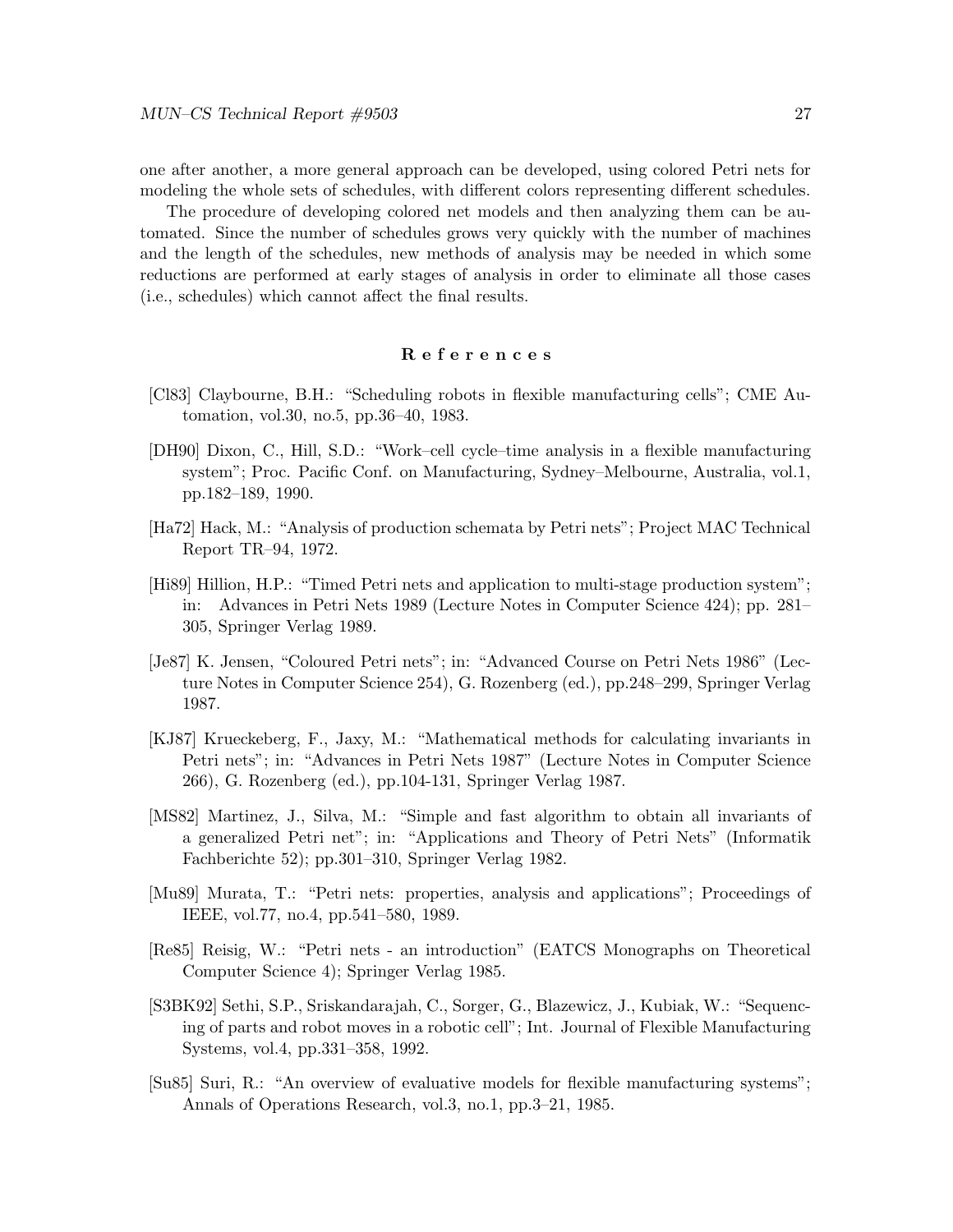one after another, a more general approach can be developed, using colored Petri nets for modeling the whole sets of schedules, with different colors representing different schedules.

The procedure of developing colored net models and then analyzing them can be automated. Since the number of schedules grows very quickly with the number of machines and the length of the schedules, new methods of analysis may be needed in which some reductions are performed at early stages of analysis in order to eliminate all those cases (i.e., schedules) which cannot affect the final results.

## References

[Cl83] Claybourne, B.H.: "Scheduling robots in flexible manufacturing cells"; CME Automation, vol.30, no.5, pp.36–40, 1983.

[DH90] Dixon, C., Hill, S.D.: "Work–cell cycle–time analysis in a flexible manufacturing system"; Proc. Pacific Conf. on Manufacturing, Sydney–Melbourne, Australia, vol.1, pp.182–189, 1990.

[Ha72] Hack, M.: "Analysis of production schemata by Petri nets"; Project MAC Technical Report TR–94, 1972.

[Hi89] Hillion, H.P.: "Timed Petri nets and application to multi-stage production system"; in: Advances in Petri Nets 1989 (Lecture Notes in Computer Science 424); pp. 281–305, Springer Verlag 1989.

[Je87] K. Jensen, "Coloured Petri nets"; in: "Advanced Course on Petri Nets 1986" (Lecture Notes in Computer Science 254), G. Rozenberg (ed.), pp.248–299, Springer Verlag 1987.

[KJ87] Krueckeberg, F., Jaxy, M.: "Mathematical methods for calculating invariants in Petri nets"; in: "Advances in Petri Nets 1987" (Lecture Notes in Computer Science 266), G. Rozenberg (ed.), pp.104-131, Springer Verlag 1987.

[MS82] Martinez, J., Silva, M.: "Simple and fast algorithm to obtain all invariants of a generalized Petri net"; in: "Applications and Theory of Petri Nets" (Informatik Fachberichte 52); pp.301–310, Springer Verlag 1982.

[Mu89] Murata, T.: "Petri nets: properties, analysis and applications"; Proceedings of IEEE, vol.77, no.4, pp.541–580, 1989.

[Re85] Reisig, W.: "Petri nets - an introduction" (EATCS Monographs on Theoretical Computer Science 4); Springer Verlag 1985.

[S3BK92] Sethi, S.P., Sriskandarajah, C., Sorger, G., Blazewicz, J., Kubiak, W.: "Sequencing of parts and robot moves in a robotic cell"; Int. Journal of Flexible Manufacturing Systems, vol.4, pp.331–358, 1992.

[Su85] Suri, R.: "An overview of evaluative models for flexible manufacturing systems"; Annals of Operations Research, vol.3, no.1, pp.3–21, 1985.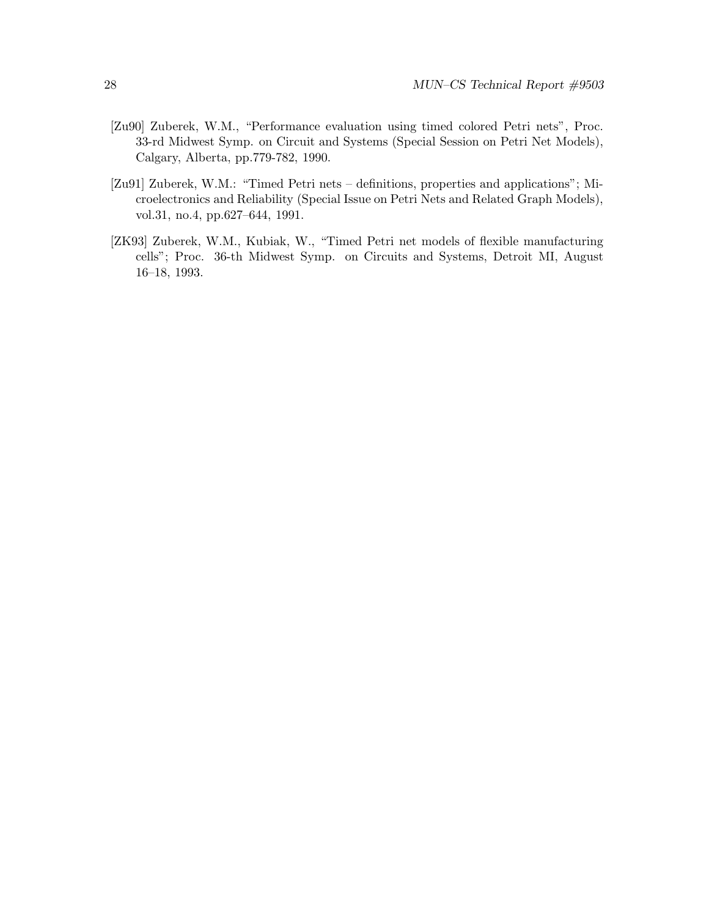[Zu90] Zuberek, W.M., "Performance evaluation using timed colored Petri nets", Proc. 33-rd Midwest Symp. on Circuit and Systems (Special Session on Petri Net Models), Calgary, Alberta, pp.779-782, 1990.

[Zu91] Zuberek, W.M.: "Timed Petri nets – definitions, properties and applications"; Microelectronics and Reliability (Special Issue on Petri Nets and Related Graph Models), vol.31, no.4, pp.627–644, 1991.

[ZK93] Zuberek, W.M., Kubiak, W., "Timed Petri net models of flexible manufacturing cells"; Proc. 36-th Midwest Symp. on Circuits and Systems, Detroit MI, August 16–18, 1993.